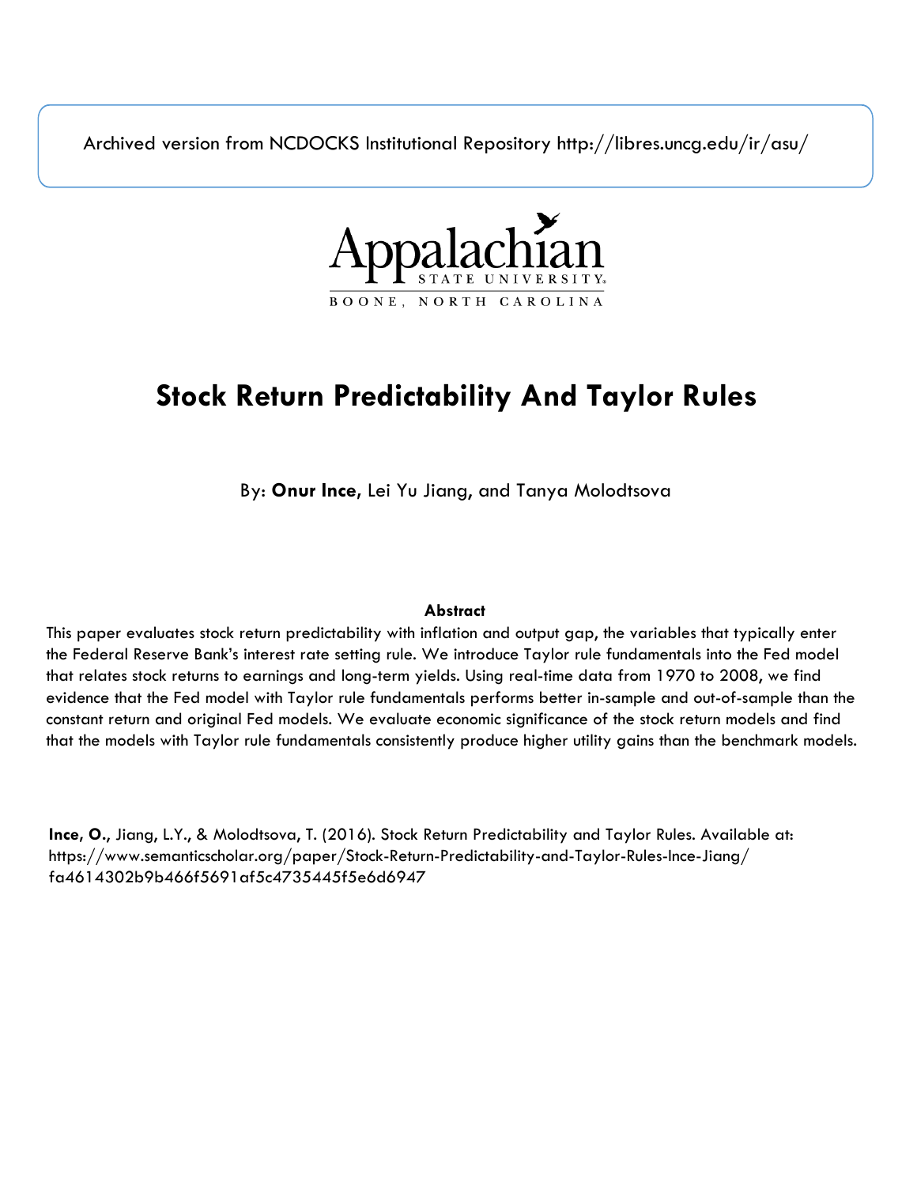Archived version from NCDOCKS Institutional Repository http://libres.uncg.edu/ir/asu/

Appalachian STATE UNIVERSITY

BOONE, NORTH CAROLINA

# Stock Return Predictability And Taylor Rules

By: **Onur Ince**, Lei Yu Jiang, and Tanya Molodtsova

### Abstract

This paper evaluates stock return predictability with inflation and output gap, the variables that typically enter the Federal Reserve Bank's interest rate setting rule. We introduce Taylor rule fundamentals into the Fed model that relates stock returns to earnings and long-term yields. Using real-time data from 1970 to 2008, we find evidence that the Fed model with Taylor rule fundamentals performs better in-sample and out-of-sample than the constant return and original Fed models. We evaluate economic significance of the stock return models and find that the models with Taylor rule fundamentals consistently produce higher utility gains than the benchmark models.

**Ince, O.**, Jiang, L.Y., & Molodtsova, T. (2016). Stock Return Predictability and Taylor Rules. Available at: https://www.semanticscholar.org/paper/Stock-Return-Predictability-and-Taylor-Rules-Ince-Jiang/fa4614302b9b466f5691af5c4735445f5e6d6947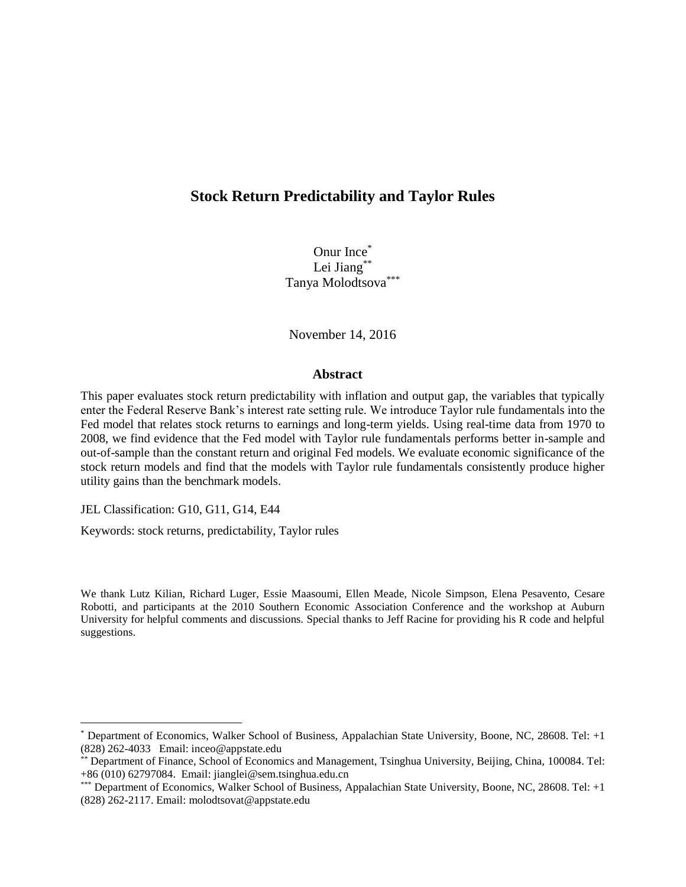# Stock Return Predictability and Taylor Rules

Onur Ince[*]
Lei Jiang[**]
Tanya Molodtsova[***]

November 14, 2016

### Abstract

This paper evaluates stock return predictability with inflation and output gap, the variables that typically enter the Federal Reserve Bank's interest rate setting rule. We introduce Taylor rule fundamentals into the Fed model that relates stock returns to earnings and long-term yields. Using real-time data from 1970 to 2008, we find evidence that the Fed model with Taylor rule fundamentals performs better in-sample and out-of-sample than the constant return and original Fed models. We evaluate economic significance of the stock return models and find that the models with Taylor rule fundamentals consistently produce higher utility gains than the benchmark models.

JEL Classification: G10, G11, G14, E44

Keywords: stock returns, predictability, Taylor rules

We thank Lutz Kilian, Richard Luger, Essie Maasoumi, Ellen Meade, Nicole Simpson, Elena Pesavento, Cesare Robotti, and participants at the 2010 Southern Economic Association Conference and the workshop at Auburn University for helpful comments and discussions. Special thanks to Jeff Racine for providing his R code and helpful suggestions.

[*] Department of Economics, Walker School of Business, Appalachian State University, Boone, NC, 28608. Tel: +1 (828) 262-4033 Email: inceo@appstate.edu

[**] Department of Finance, School of Economics and Management, Tsinghua University, Beijing, China, 100084. Tel: +86 (010) 62797084. Email: jianglei@sem.tsinghua.edu.cn

[***] Department of Economics, Walker School of Business, Appalachian State University, Boone, NC, 28608. Tel: +1 (828) 262-2117. Email: molodtsovat@appstate.edu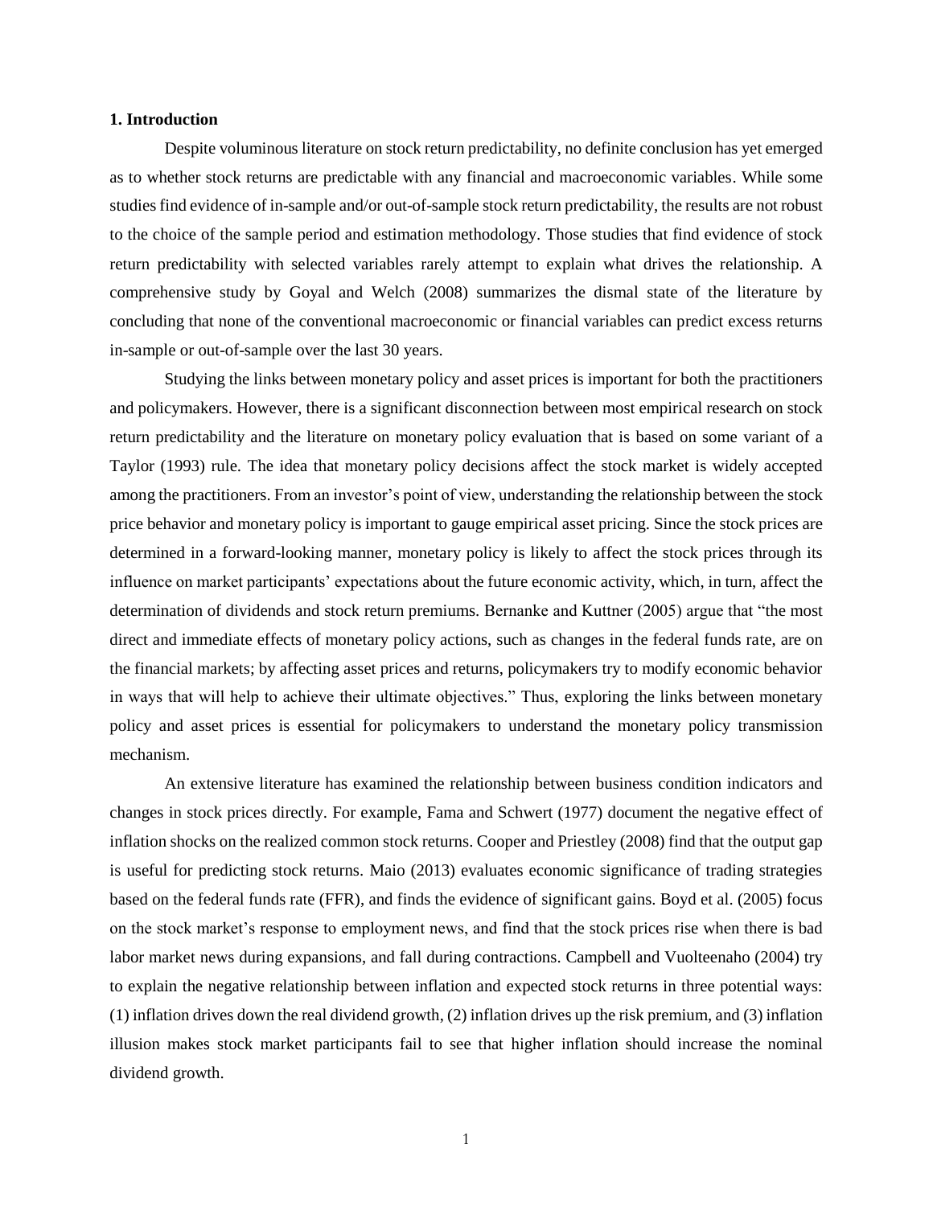## 1. Introduction

Despite voluminous literature on stock return predictability, no definite conclusion has yet emerged as to whether stock returns are predictable with any financial and macroeconomic variables. While some studies find evidence of in-sample and/or out-of-sample stock return predictability, the results are not robust to the choice of the sample period and estimation methodology. Those studies that find evidence of stock return predictability with selected variables rarely attempt to explain what drives the relationship. A comprehensive study by Goyal and Welch (2008) summarizes the dismal state of the literature by concluding that none of the conventional macroeconomic or financial variables can predict excess returns in-sample or out-of-sample over the last 30 years.

Studying the links between monetary policy and asset prices is important for both the practitioners and policymakers. However, there is a significant disconnection between most empirical research on stock return predictability and the literature on monetary policy evaluation that is based on some variant of a Taylor (1993) rule. The idea that monetary policy decisions affect the stock market is widely accepted among the practitioners. From an investor's point of view, understanding the relationship between the stock price behavior and monetary policy is important to gauge empirical asset pricing. Since the stock prices are determined in a forward-looking manner, monetary policy is likely to affect the stock prices through its influence on market participants' expectations about the future economic activity, which, in turn, affect the determination of dividends and stock return premiums. Bernanke and Kuttner (2005) argue that "the most direct and immediate effects of monetary policy actions, such as changes in the federal funds rate, are on the financial markets; by affecting asset prices and returns, policymakers try to modify economic behavior in ways that will help to achieve their ultimate objectives." Thus, exploring the links between monetary policy and asset prices is essential for policymakers to understand the monetary policy transmission mechanism.

An extensive literature has examined the relationship between business condition indicators and changes in stock prices directly. For example, Fama and Schwert (1977) document the negative effect of inflation shocks on the realized common stock returns. Cooper and Priestley (2008) find that the output gap is useful for predicting stock returns. Maio (2013) evaluates economic significance of trading strategies based on the federal funds rate (FFR), and finds the evidence of significant gains. Boyd et al. (2005) focus on the stock market's response to employment news, and find that the stock prices rise when there is bad labor market news during expansions, and fall during contractions. Campbell and Vuolteenaho (2004) try to explain the negative relationship between inflation and expected stock returns in three potential ways: (1) inflation drives down the real dividend growth, (2) inflation drives up the risk premium, and (3) inflation illusion makes stock market participants fail to see that higher inflation should increase the nominal dividend growth.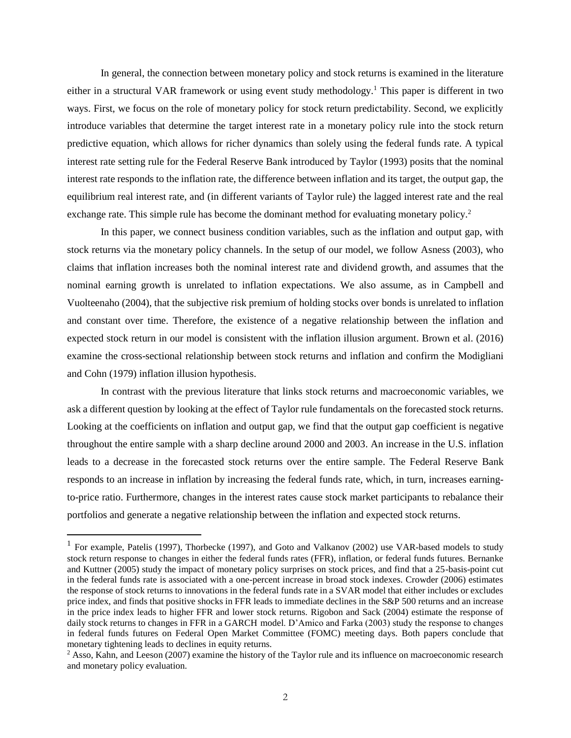In general, the connection between monetary policy and stock returns is examined in the literature either in a structural VAR framework or using event study methodology.[1] This paper is different in two ways. First, we focus on the role of monetary policy for stock return predictability. Second, we explicitly introduce variables that determine the target interest rate in a monetary policy rule into the stock return predictive equation, which allows for richer dynamics than solely using the federal funds rate. A typical interest rate setting rule for the Federal Reserve Bank introduced by Taylor (1993) posits that the nominal interest rate responds to the inflation rate, the difference between inflation and its target, the output gap, the equilibrium real interest rate, and (in different variants of Taylor rule) the lagged interest rate and the real exchange rate. This simple rule has become the dominant method for evaluating monetary policy.[2]

In this paper, we connect business condition variables, such as the inflation and output gap, with stock returns via the monetary policy channels. In the setup of our model, we follow Asness (2003), who claims that inflation increases both the nominal interest rate and dividend growth, and assumes that the nominal earning growth is unrelated to inflation expectations. We also assume, as in Campbell and Vuolteenaho (2004), that the subjective risk premium of holding stocks over bonds is unrelated to inflation and constant over time. Therefore, the existence of a negative relationship between the inflation and expected stock return in our model is consistent with the inflation illusion argument. Brown et al. (2016) examine the cross-sectional relationship between stock returns and inflation and confirm the Modigliani and Cohn (1979) inflation illusion hypothesis.

In contrast with the previous literature that links stock returns and macroeconomic variables, we ask a different question by looking at the effect of Taylor rule fundamentals on the forecasted stock returns. Looking at the coefficients on inflation and output gap, we find that the output gap coefficient is negative throughout the entire sample with a sharp decline around 2000 and 2003. An increase in the U.S. inflation leads to a decrease in the forecasted stock returns over the entire sample. The Federal Reserve Bank responds to an increase in inflation by increasing the federal funds rate, which, in turn, increases earning-to-price ratio. Furthermore, changes in the interest rates cause stock market participants to rebalance their portfolios and generate a negative relationship between the inflation and expected stock returns.

---

[1] For example, Patelis (1997), Thorbecke (1997), and Goto and Valkanov (2002) use VAR-based models to study stock return response to changes in either the federal funds rates (FFR), inflation, or federal funds futures. Bernanke and Kuttner (2005) study the impact of monetary policy surprises on stock prices, and find that a 25-basis-point cut in the federal funds rate is associated with a one-percent increase in broad stock indexes. Crowder (2006) estimates the response of stock returns to innovations in the federal funds rate in a SVAR model that either includes or excludes price index, and finds that positive shocks in FFR leads to immediate declines in the S&P 500 returns and an increase in the price index leads to higher FFR and lower stock returns. Rigobon and Sack (2004) estimate the response of daily stock returns to changes in FFR in a GARCH model. D'Amico and Farka (2003) study the response to changes in federal funds futures on Federal Open Market Committee (FOMC) meeting days. Both papers conclude that monetary tightening leads to declines in equity returns.

[2] Asso, Kahn, and Leeson (2007) examine the history of the Taylor rule and its influence on macroeconomic research and monetary policy evaluation.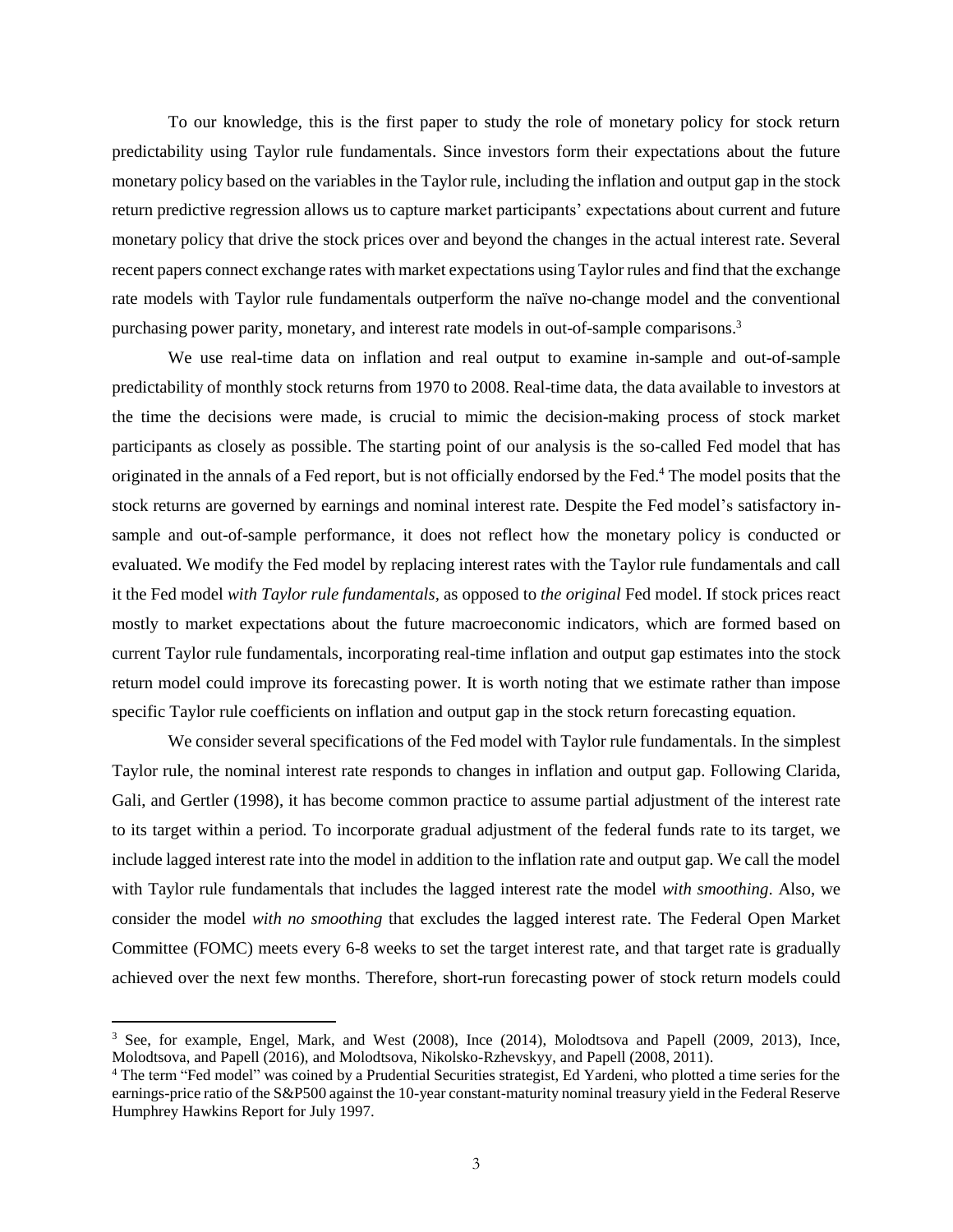To our knowledge, this is the first paper to study the role of monetary policy for stock return predictability using Taylor rule fundamentals. Since investors form their expectations about the future monetary policy based on the variables in the Taylor rule, including the inflation and output gap in the stock return predictive regression allows us to capture market participants' expectations about current and future monetary policy that drive the stock prices over and beyond the changes in the actual interest rate. Several recent papers connect exchange rates with market expectations using Taylor rules and find that the exchange rate models with Taylor rule fundamentals outperform the naïve no-change model and the conventional purchasing power parity, monetary, and interest rate models in out-of-sample comparisons.[3]

We use real-time data on inflation and real output to examine in-sample and out-of-sample predictability of monthly stock returns from 1970 to 2008. Real-time data, the data available to investors at the time the decisions were made, is crucial to mimic the decision-making process of stock market participants as closely as possible. The starting point of our analysis is the so-called Fed model that has originated in the annals of a Fed report, but is not officially endorsed by the Fed.[4] The model posits that the stock returns are governed by earnings and nominal interest rate. Despite the Fed model's satisfactory in-sample and out-of-sample performance, it does not reflect how the monetary policy is conducted or evaluated. We modify the Fed model by replacing interest rates with the Taylor rule fundamentals and call it the Fed model *with Taylor rule fundamentals*, as opposed to *the original* Fed model. If stock prices react mostly to market expectations about the future macroeconomic indicators, which are formed based on current Taylor rule fundamentals, incorporating real-time inflation and output gap estimates into the stock return model could improve its forecasting power. It is worth noting that we estimate rather than impose specific Taylor rule coefficients on inflation and output gap in the stock return forecasting equation.

We consider several specifications of the Fed model with Taylor rule fundamentals. In the simplest Taylor rule, the nominal interest rate responds to changes in inflation and output gap. Following Clarida, Gali, and Gertler (1998), it has become common practice to assume partial adjustment of the interest rate to its target within a period. To incorporate gradual adjustment of the federal funds rate to its target, we include lagged interest rate into the model in addition to the inflation rate and output gap. We call the model with Taylor rule fundamentals that includes the lagged interest rate the model *with smoothing*. Also, we consider the model *with no smoothing* that excludes the lagged interest rate. The Federal Open Market Committee (FOMC) meets every 6-8 weeks to set the target interest rate, and that target rate is gradually achieved over the next few months. Therefore, short-run forecasting power of stock return models could

[3] See, for example, Engel, Mark, and West (2008), Ince (2014), Molodtsova and Papell (2009, 2013), Ince, Molodtsova, and Papell (2016), and Molodtsova, Nikolsko-Rzhevskyy, and Papell (2008, 2011).

[4] The term "Fed model" was coined by a Prudential Securities strategist, Ed Yardeni, who plotted a time series for the earnings-price ratio of the S&P500 against the 10-year constant-maturity nominal treasury yield in the Federal Reserve Humphrey Hawkins Report for July 1997.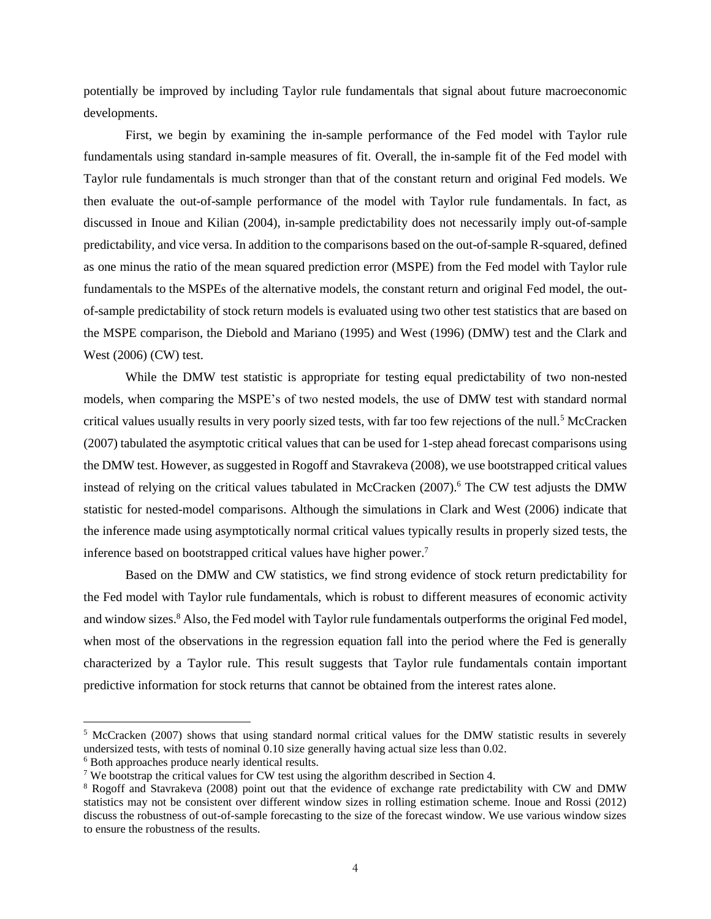potentially be improved by including Taylor rule fundamentals that signal about future macroeconomic developments.

First, we begin by examining the in-sample performance of the Fed model with Taylor rule fundamentals using standard in-sample measures of fit. Overall, the in-sample fit of the Fed model with Taylor rule fundamentals is much stronger than that of the constant return and original Fed models. We then evaluate the out-of-sample performance of the model with Taylor rule fundamentals. In fact, as discussed in Inoue and Kilian (2004), in-sample predictability does not necessarily imply out-of-sample predictability, and vice versa. In addition to the comparisons based on the out-of-sample R-squared, defined as one minus the ratio of the mean squared prediction error (MSPE) from the Fed model with Taylor rule fundamentals to the MSPEs of the alternative models, the constant return and original Fed model, the out-of-sample predictability of stock return models is evaluated using two other test statistics that are based on the MSPE comparison, the Diebold and Mariano (1995) and West (1996) (DMW) test and the Clark and West (2006) (CW) test.

While the DMW test statistic is appropriate for testing equal predictability of two non-nested models, when comparing the MSPE's of two nested models, the use of DMW test with standard normal critical values usually results in very poorly sized tests, with far too few rejections of the null.[5] McCracken (2007) tabulated the asymptotic critical values that can be used for 1-step ahead forecast comparisons using the DMW test. However, as suggested in Rogoff and Stavrakeva (2008), we use bootstrapped critical values instead of relying on the critical values tabulated in McCracken (2007).[6] The CW test adjusts the DMW statistic for nested-model comparisons. Although the simulations in Clark and West (2006) indicate that the inference made using asymptotically normal critical values typically results in properly sized tests, the inference based on bootstrapped critical values have higher power.[7]

Based on the DMW and CW statistics, we find strong evidence of stock return predictability for the Fed model with Taylor rule fundamentals, which is robust to different measures of economic activity and window sizes.[8] Also, the Fed model with Taylor rule fundamentals outperforms the original Fed model, when most of the observations in the regression equation fall into the period where the Fed is generally characterized by a Taylor rule. This result suggests that Taylor rule fundamentals contain important predictive information for stock returns that cannot be obtained from the interest rates alone.

---

[5] McCracken (2007) shows that using standard normal critical values for the DMW statistic results in severely undersized tests, with tests of nominal 0.10 size generally having actual size less than 0.02.

[6] Both approaches produce nearly identical results.

[7] We bootstrap the critical values for CW test using the algorithm described in Section 4.

[8] Rogoff and Stavrakeva (2008) point out that the evidence of exchange rate predictability with CW and DMW statistics may not be consistent over different window sizes in rolling estimation scheme. Inoue and Rossi (2012) discuss the robustness of out-of-sample forecasting to the size of the forecast window. We use various window sizes to ensure the robustness of the results.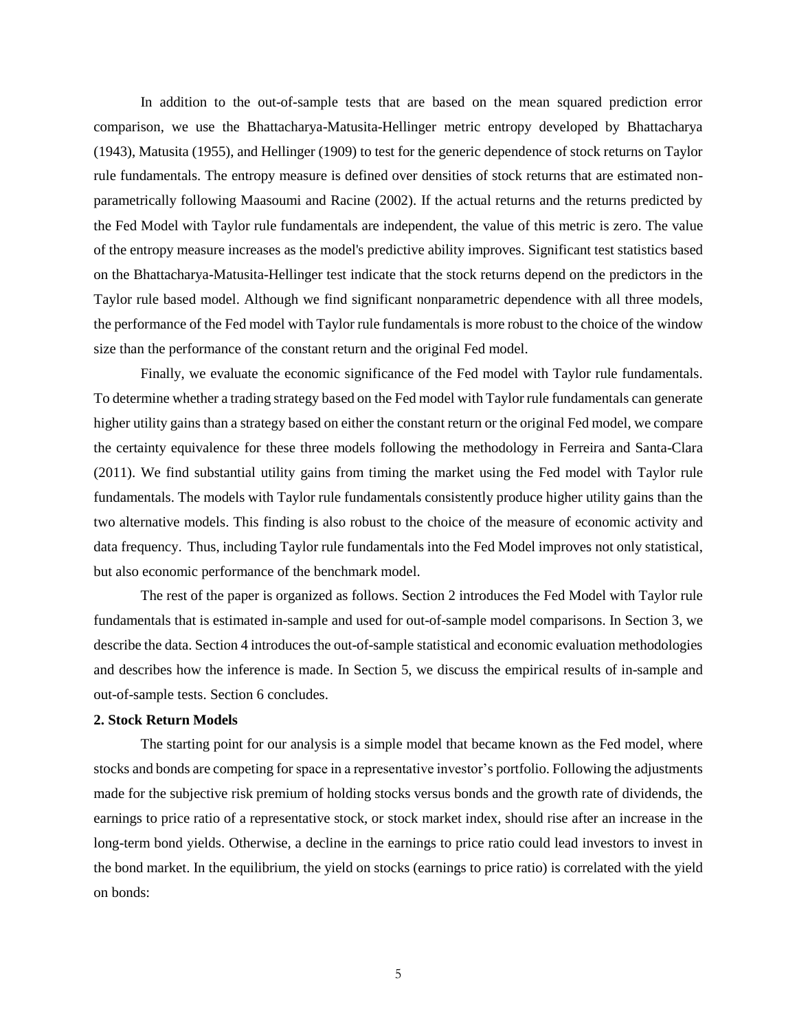In addition to the out-of-sample tests that are based on the mean squared prediction error comparison, we use the Bhattacharya-Matusita-Hellinger metric entropy developed by Bhattacharya (1943), Matusita (1955), and Hellinger (1909) to test for the generic dependence of stock returns on Taylor rule fundamentals. The entropy measure is defined over densities of stock returns that are estimated non-parametrically following Maasoumi and Racine (2002). If the actual returns and the returns predicted by the Fed Model with Taylor rule fundamentals are independent, the value of this metric is zero. The value of the entropy measure increases as the model's predictive ability improves. Significant test statistics based on the Bhattacharya-Matusita-Hellinger test indicate that the stock returns depend on the predictors in the Taylor rule based model. Although we find significant nonparametric dependence with all three models, the performance of the Fed model with Taylor rule fundamentals is more robust to the choice of the window size than the performance of the constant return and the original Fed model.

Finally, we evaluate the economic significance of the Fed model with Taylor rule fundamentals. To determine whether a trading strategy based on the Fed model with Taylor rule fundamentals can generate higher utility gains than a strategy based on either the constant return or the original Fed model, we compare the certainty equivalence for these three models following the methodology in Ferreira and Santa-Clara (2011). We find substantial utility gains from timing the market using the Fed model with Taylor rule fundamentals. The models with Taylor rule fundamentals consistently produce higher utility gains than the two alternative models. This finding is also robust to the choice of the measure of economic activity and data frequency. Thus, including Taylor rule fundamentals into the Fed Model improves not only statistical, but also economic performance of the benchmark model.

The rest of the paper is organized as follows. Section 2 introduces the Fed Model with Taylor rule fundamentals that is estimated in-sample and used for out-of-sample model comparisons. In Section 3, we describe the data. Section 4 introduces the out-of-sample statistical and economic evaluation methodologies and describes how the inference is made. In Section 5, we discuss the empirical results of in-sample and out-of-sample tests. Section 6 concludes.

## 2. Stock Return Models

The starting point for our analysis is a simple model that became known as the Fed model, where stocks and bonds are competing for space in a representative investor's portfolio. Following the adjustments made for the subjective risk premium of holding stocks versus bonds and the growth rate of dividends, the earnings to price ratio of a representative stock, or stock market index, should rise after an increase in the long-term bond yields. Otherwise, a decline in the earnings to price ratio could lead investors to invest in the bond market. In the equilibrium, the yield on stocks (earnings to price ratio) is correlated with the yield on bonds: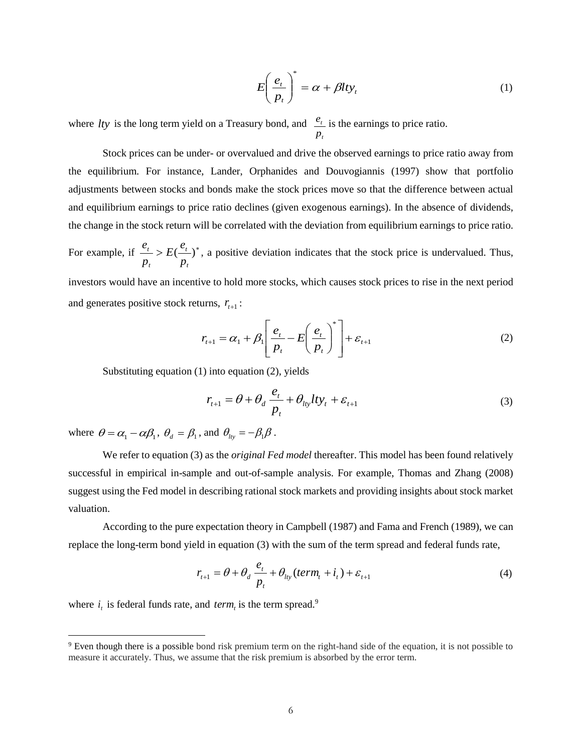$$E\left(\frac{e_t}{p_t}\right)^* = \alpha + \beta lty_t \tag{1}$$

where $lty$ is the long term yield on a Treasury bond, and $\frac{e_t}{p_t}$ is the earnings to price ratio.

Stock prices can be under- or overvalued and drive the observed earnings to price ratio away from the equilibrium. For instance, Lander, Orphanides and Douvogiannis (1997) show that portfolio adjustments between stocks and bonds make the stock prices move so that the difference between actual and equilibrium earnings to price ratio declines (given exogenous earnings). In the absence of dividends, the change in the stock return will be correlated with the deviation from equilibrium earnings to price ratio. For example, if $\frac{e_t}{p_t} > E(\frac{e_t}{p_t})^*$, a positive deviation indicates that the stock price is undervalued. Thus, investors would have an incentive to hold more stocks, which causes stock prices to rise in the next period and generates positive stock returns, $r_{t+1}$:

$$r_{t+1} = \alpha_1 + \beta_1\left[\frac{e_t}{p_t} - E\left(\frac{e_t}{p_t}\right)^*\right] + \varepsilon_{t+1} \tag{2}$$

Substituting equation (1) into equation (2), yields

$$r_{t+1} = \theta + \theta_d \frac{e_t}{p_t} + \theta_{lty} lty_t + \varepsilon_{t+1} \tag{3}$$

where $\theta = \alpha_1 - \alpha\beta_1$, $\theta_d = \beta_1$, and $\theta_{lty} = -\beta_1\beta$.

We refer to equation (3) as the *original Fed model* thereafter. This model has been found relatively successful in empirical in-sample and out-of-sample analysis. For example, Thomas and Zhang (2008) suggest using the Fed model in describing rational stock markets and providing insights about stock market valuation.

According to the pure expectation theory in Campbell (1987) and Fama and French (1989), we can replace the long-term bond yield in equation (3) with the sum of the term spread and federal funds rate,

$$r_{t+1} = \theta + \theta_d \frac{e_t}{p_t} + \theta_{lty}(term_t + i_t) + \varepsilon_{t+1} \tag{4}$$

where $i_t$ is federal funds rate, and $term_t$ is the term spread.[9]

[9] Even though there is a possible bond risk premium term on the right-hand side of the equation, it is not possible to measure it accurately. Thus, we assume that the risk premium is absorbed by the error term.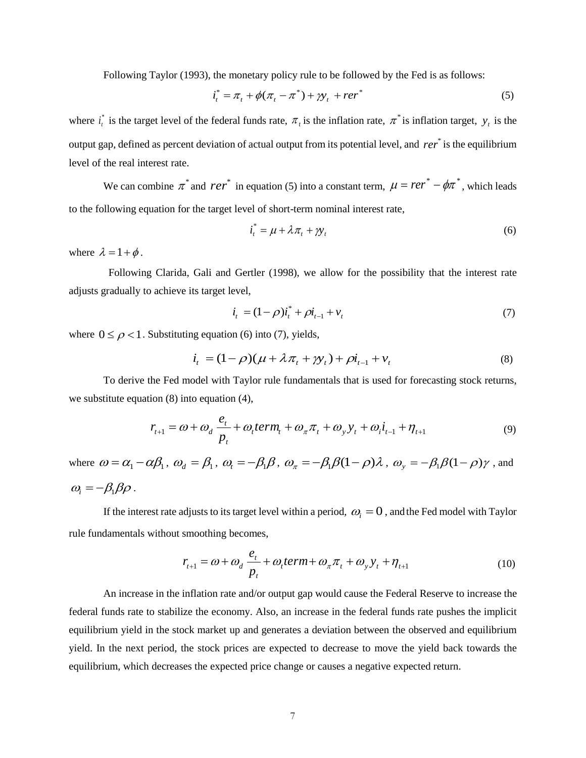Following Taylor (1993), the monetary policy rule to be followed by the Fed is as follows:

$$i_t^* = \pi_t + \phi(\pi_t - \pi^*) + \gamma y_t + rer^* \tag{5}$$

where $i_t^*$ is the target level of the federal funds rate, $\pi_t$ is the inflation rate, $\pi^*$ is inflation target, $y_t$ is the output gap, defined as percent deviation of actual output from its potential level, and $rer^*$ is the equilibrium level of the real interest rate.

We can combine $\pi^*$ and $rer^*$ in equation (5) into a constant term, $\mu = rer^* - \phi\pi^*$, which leads to the following equation for the target level of short-term nominal interest rate,

$$i_t^* = \mu + \lambda\pi_t + \gamma y_t \tag{6}$$

where $\lambda = 1 + \phi$.

Following Clarida, Gali and Gertler (1998), we allow for the possibility that the interest rate adjusts gradually to achieve its target level,

$$i_t = (1-\rho)i_t^* + \rho i_{t-1} + v_t \tag{7}$$

where $0 \leq \rho < 1$. Substituting equation (6) into (7), yields,

$$i_t = (1-\rho)(\mu + \lambda\pi_t + \gamma y_t) + \rho i_{t-1} + v_t \tag{8}$$

To derive the Fed model with Taylor rule fundamentals that is used for forecasting stock returns, we substitute equation (8) into equation (4),

$$r_{t+1} = \omega + \omega_d \frac{e_t}{p_t} + \omega_t term_t + \omega_\pi \pi_t + \omega_y y_t + \omega_i i_{t-1} + \eta_{t+1} \tag{9}$$

where $\omega = \alpha_1 - \alpha\beta_1$, $\omega_d = \beta_1$, $\omega_t = -\beta_1\beta$, $\omega_\pi = -\beta_1\beta(1-\rho)\lambda$, $\omega_y = -\beta_1\beta(1-\rho)\gamma$, and $\omega_i = -\beta_1\beta\rho$.

If the interest rate adjusts to its target level within a period, $\omega_i = 0$, and the Fed model with Taylor rule fundamentals without smoothing becomes,

$$r_{t+1} = \omega + \omega_d \frac{e_t}{p_t} + \omega_t term + \omega_\pi \pi_t + \omega_y y_t + \eta_{t+1} \tag{10}$$

An increase in the inflation rate and/or output gap would cause the Federal Reserve to increase the federal funds rate to stabilize the economy. Also, an increase in the federal funds rate pushes the implicit equilibrium yield in the stock market up and generates a deviation between the observed and equilibrium yield. In the next period, the stock prices are expected to decrease to move the yield back towards the equilibrium, which decreases the expected price change or causes a negative expected return.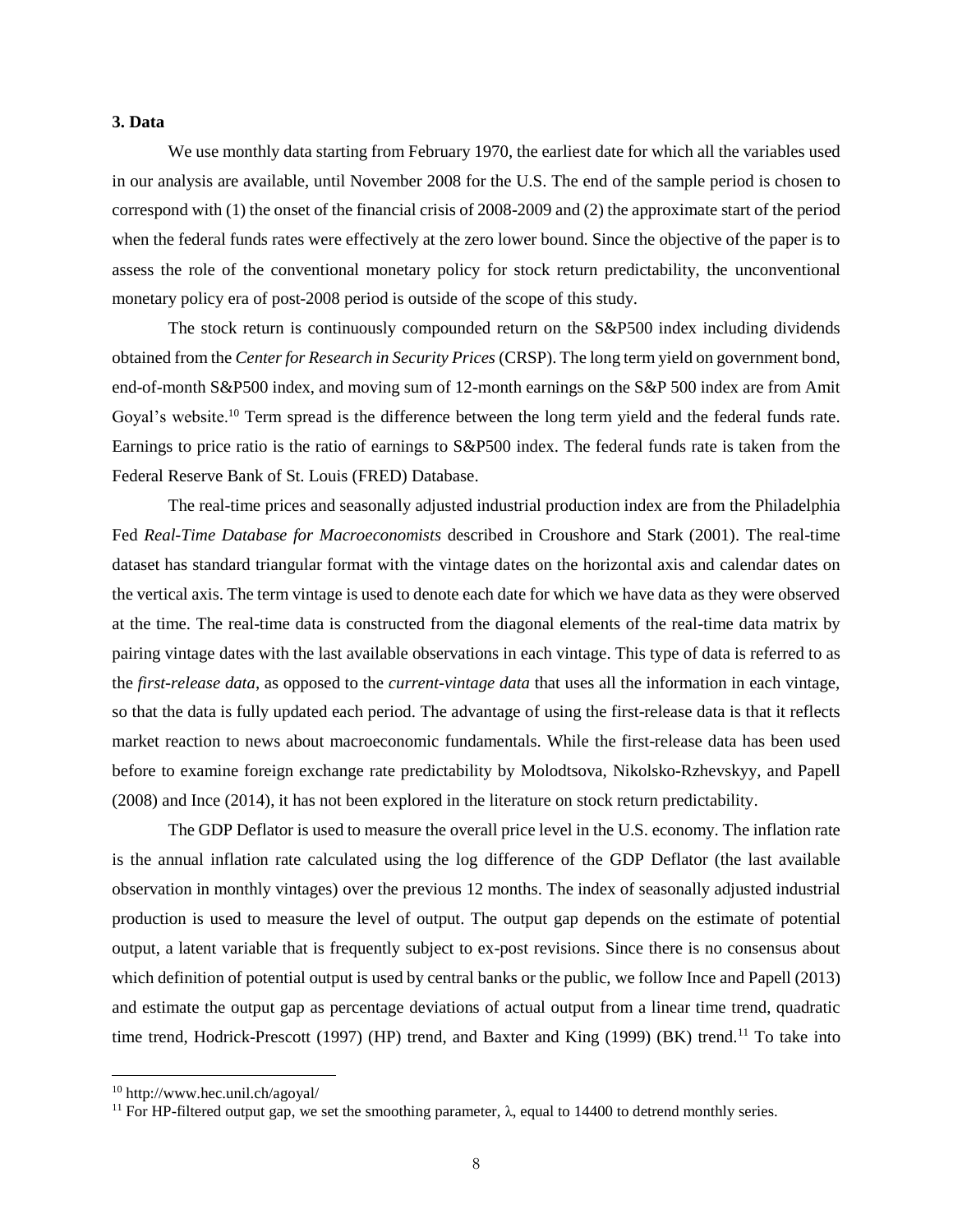## 3. Data

We use monthly data starting from February 1970, the earliest date for which all the variables used in our analysis are available, until November 2008 for the U.S. The end of the sample period is chosen to correspond with (1) the onset of the financial crisis of 2008-2009 and (2) the approximate start of the period when the federal funds rates were effectively at the zero lower bound. Since the objective of the paper is to assess the role of the conventional monetary policy for stock return predictability, the unconventional monetary policy era of post-2008 period is outside of the scope of this study.

The stock return is continuously compounded return on the S&P500 index including dividends obtained from the *Center for Research in Security Prices* (CRSP). The long term yield on government bond, end-of-month S&P500 index, and moving sum of 12-month earnings on the S&P 500 index are from Amit Goyal's website.[10] Term spread is the difference between the long term yield and the federal funds rate. Earnings to price ratio is the ratio of earnings to S&P500 index. The federal funds rate is taken from the Federal Reserve Bank of St. Louis (FRED) Database.

The real-time prices and seasonally adjusted industrial production index are from the Philadelphia Fed *Real-Time Database for Macroeconomists* described in Croushore and Stark (2001). The real-time dataset has standard triangular format with the vintage dates on the horizontal axis and calendar dates on the vertical axis. The term vintage is used to denote each date for which we have data as they were observed at the time. The real-time data is constructed from the diagonal elements of the real-time data matrix by pairing vintage dates with the last available observations in each vintage. This type of data is referred to as the *first-release data*, as opposed to the *current-vintage data* that uses all the information in each vintage, so that the data is fully updated each period. The advantage of using the first-release data is that it reflects market reaction to news about macroeconomic fundamentals. While the first-release data has been used before to examine foreign exchange rate predictability by Molodtsova, Nikolsko-Rzhevskyy, and Papell (2008) and Ince (2014), it has not been explored in the literature on stock return predictability.

The GDP Deflator is used to measure the overall price level in the U.S. economy. The inflation rate is the annual inflation rate calculated using the log difference of the GDP Deflator (the last available observation in monthly vintages) over the previous 12 months. The index of seasonally adjusted industrial production is used to measure the level of output. The output gap depends on the estimate of potential output, a latent variable that is frequently subject to ex-post revisions. Since there is no consensus about which definition of potential output is used by central banks or the public, we follow Ince and Papell (2013) and estimate the output gap as percentage deviations of actual output from a linear time trend, quadratic time trend, Hodrick-Prescott (1997) (HP) trend, and Baxter and King (1999) (BK) trend.[11] To take into

---

[10] http://www.hec.unil.ch/agoyal/

[11] For HP-filtered output gap, we set the smoothing parameter, $\lambda$, equal to 14400 to detrend monthly series.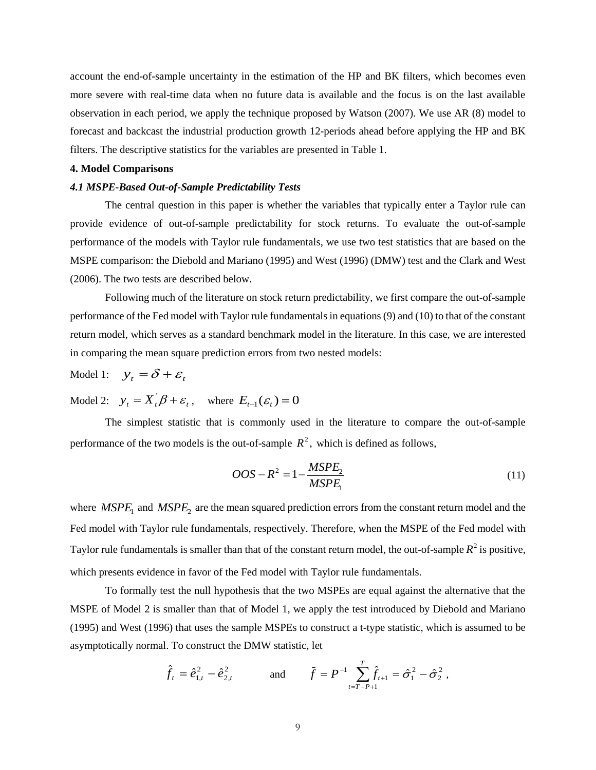account the end-of-sample uncertainty in the estimation of the HP and BK filters, which becomes even more severe with real-time data when no future data is available and the focus is on the last available observation in each period, we apply the technique proposed by Watson (2007). We use AR (8) model to forecast and backcast the industrial production growth 12-periods ahead before applying the HP and BK filters. The descriptive statistics for the variables are presented in Table 1.

## 4. Model Comparisons

### *4.1 MSPE-Based Out-of-Sample Predictability Tests*

The central question in this paper is whether the variables that typically enter a Taylor rule can provide evidence of out-of-sample predictability for stock returns. To evaluate the out-of-sample performance of the models with Taylor rule fundamentals, we use two test statistics that are based on the MSPE comparison: the Diebold and Mariano (1995) and West (1996) (DMW) test and the Clark and West (2006). The two tests are described below.

Following much of the literature on stock return predictability, we first compare the out-of-sample performance of the Fed model with Taylor rule fundamentals in equations (9) and (10) to that of the constant return model, which serves as a standard benchmark model in the literature. In this case, we are interested in comparing the mean square prediction errors from two nested models:

Model 1: $y_t = \delta + \varepsilon_t$

Model 2: $y_t = X_t^{'}\beta + \varepsilon_t$, where $E_{t-1}(\varepsilon_t) = 0$

The simplest statistic that is commonly used in the literature to compare the out-of-sample performance of the two models is the out-of-sample $R^2$, which is defined as follows,

$$OOS - R^2 = 1 - \frac{MSPE_2}{MSPE_1} \tag{11}$$

where $MSPE_1$ and $MSPE_2$ are the mean squared prediction errors from the constant return model and the Fed model with Taylor rule fundamentals, respectively. Therefore, when the MSPE of the Fed model with Taylor rule fundamentals is smaller than that of the constant return model, the out-of-sample $R^2$ is positive, which presents evidence in favor of the Fed model with Taylor rule fundamentals.

To formally test the null hypothesis that the two MSPEs are equal against the alternative that the MSPE of Model 2 is smaller than that of Model 1, we apply the test introduced by Diebold and Mariano (1995) and West (1996) that uses the sample MSPEs to construct a t-type statistic, which is assumed to be asymptotically normal. To construct the DMW statistic, let

$$\hat{f}_t = \hat{e}_{1,t}^2 - \hat{e}_{2,t}^2 \qquad \text{and} \qquad \bar{f} = P^{-1} \sum_{t=T-P+1}^{T} \hat{f}_{t+1} = \hat{\sigma}_1^2 - \hat{\sigma}_2^2 \, ,$$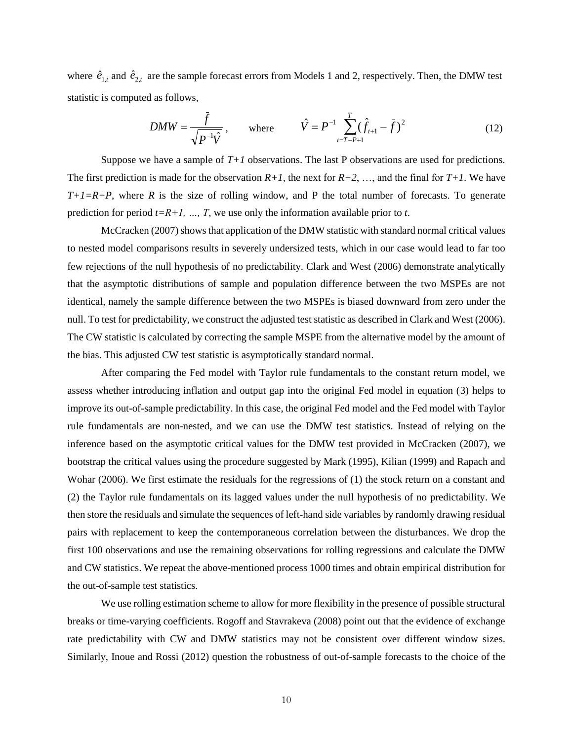where $\hat{e}_{1,t}$ and $\hat{e}_{2,t}$ are the sample forecast errors from Models 1 and 2, respectively. Then, the DMW test statistic is computed as follows,

$$DMW = \frac{\bar{f}}{\sqrt{P^{-1}\hat{V}}}, \qquad \text{where} \qquad \hat{V} = P^{-1} \sum_{t=T-P+1}^{T} (\hat{f}_{t+1} - \bar{f})^2 \tag{12}$$

Suppose we have a sample of $T+1$ observations. The last P observations are used for predictions. The first prediction is made for the observation $R+1$, the next for $R+2$, …, and the final for $T+1$. We have $T+1=R+P$, where $R$ is the size of rolling window, and P the total number of forecasts. To generate prediction for period $t=R+1, \ldots, T$, we use only the information available prior to $t$.

McCracken (2007) shows that application of the DMW statistic with standard normal critical values to nested model comparisons results in severely undersized tests, which in our case would lead to far too few rejections of the null hypothesis of no predictability. Clark and West (2006) demonstrate analytically that the asymptotic distributions of sample and population difference between the two MSPEs are not identical, namely the sample difference between the two MSPEs is biased downward from zero under the null. To test for predictability, we construct the adjusted test statistic as described in Clark and West (2006). The CW statistic is calculated by correcting the sample MSPE from the alternative model by the amount of the bias. This adjusted CW test statistic is asymptotically standard normal.

After comparing the Fed model with Taylor rule fundamentals to the constant return model, we assess whether introducing inflation and output gap into the original Fed model in equation (3) helps to improve its out-of-sample predictability. In this case, the original Fed model and the Fed model with Taylor rule fundamentals are non-nested, and we can use the DMW test statistics. Instead of relying on the inference based on the asymptotic critical values for the DMW test provided in McCracken (2007), we bootstrap the critical values using the procedure suggested by Mark (1995), Kilian (1999) and Rapach and Wohar (2006). We first estimate the residuals for the regressions of (1) the stock return on a constant and (2) the Taylor rule fundamentals on its lagged values under the null hypothesis of no predictability. We then store the residuals and simulate the sequences of left-hand side variables by randomly drawing residual pairs with replacement to keep the contemporaneous correlation between the disturbances. We drop the first 100 observations and use the remaining observations for rolling regressions and calculate the DMW and CW statistics. We repeat the above-mentioned process 1000 times and obtain empirical distribution for the out-of-sample test statistics.

We use rolling estimation scheme to allow for more flexibility in the presence of possible structural breaks or time-varying coefficients. Rogoff and Stavrakeva (2008) point out that the evidence of exchange rate predictability with CW and DMW statistics may not be consistent over different window sizes. Similarly, Inoue and Rossi (2012) question the robustness of out-of-sample forecasts to the choice of the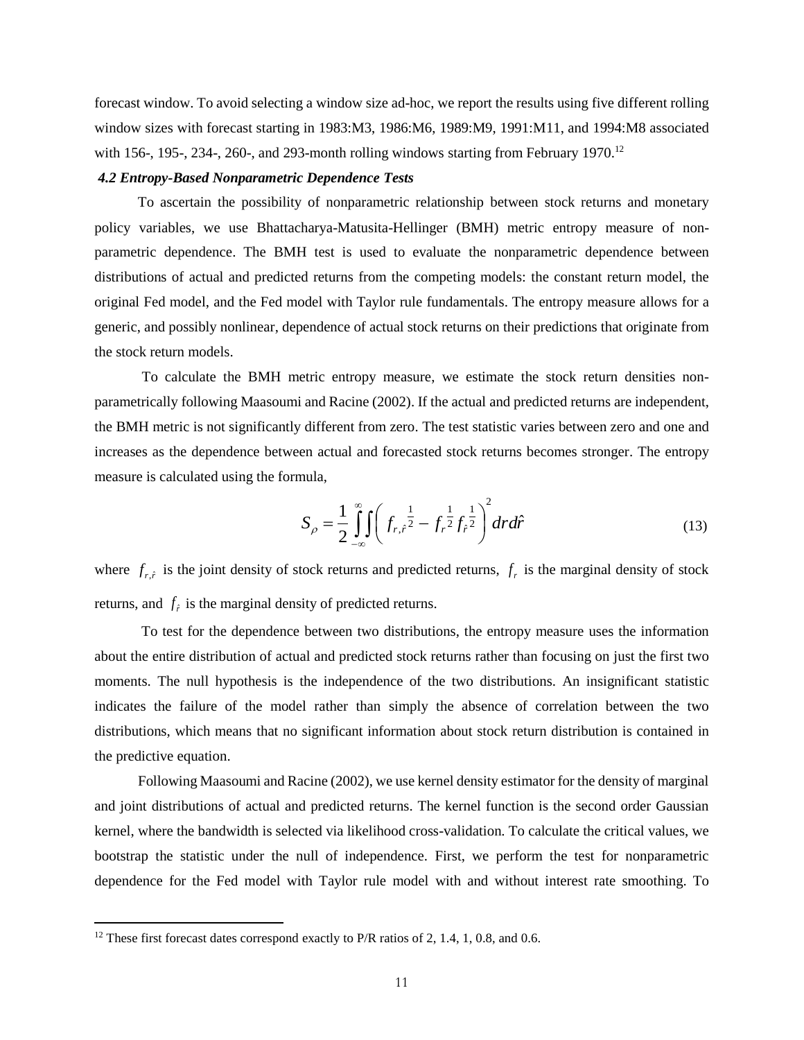forecast window. To avoid selecting a window size ad-hoc, we report the results using five different rolling window sizes with forecast starting in 1983:M3, 1986:M6, 1989:M9, 1991:M11, and 1994:M8 associated with 156-, 195-, 234-, 260-, and 293-month rolling windows starting from February 1970.[12]

### *4.2 Entropy-Based Nonparametric Dependence Tests*

To ascertain the possibility of nonparametric relationship between stock returns and monetary policy variables, we use Bhattacharya-Matusita-Hellinger (BMH) metric entropy measure of non-parametric dependence. The BMH test is used to evaluate the nonparametric dependence between distributions of actual and predicted returns from the competing models: the constant return model, the original Fed model, and the Fed model with Taylor rule fundamentals. The entropy measure allows for a generic, and possibly nonlinear, dependence of actual stock returns on their predictions that originate from the stock return models.

To calculate the BMH metric entropy measure, we estimate the stock return densities non-parametrically following Maasoumi and Racine (2002). If the actual and predicted returns are independent, the BMH metric is not significantly different from zero. The test statistic varies between zero and one and increases as the dependence between actual and forecasted stock returns becomes stronger. The entropy measure is calculated using the formula,

$$S_{\rho} = \frac{1}{2}\int_{-\infty}^{\infty}\int \left( f_{r,\hat{r}}^{\frac{1}{2}} - f_{r}^{\frac{1}{2}} f_{\hat{r}}^{\frac{1}{2}} \right)^{2} dr d\hat{r} \tag{13}$$

where $f_{r,\hat{r}}$ is the joint density of stock returns and predicted returns, $f_r$ is the marginal density of stock returns, and $f_{\hat{r}}$ is the marginal density of predicted returns.

To test for the dependence between two distributions, the entropy measure uses the information about the entire distribution of actual and predicted stock returns rather than focusing on just the first two moments. The null hypothesis is the independence of the two distributions. An insignificant statistic indicates the failure of the model rather than simply the absence of correlation between the two distributions, which means that no significant information about stock return distribution is contained in the predictive equation.

Following Maasoumi and Racine (2002), we use kernel density estimator for the density of marginal and joint distributions of actual and predicted returns. The kernel function is the second order Gaussian kernel, where the bandwidth is selected via likelihood cross-validation. To calculate the critical values, we bootstrap the statistic under the null of independence. First, we perform the test for nonparametric dependence for the Fed model with Taylor rule model with and without interest rate smoothing. To

[12] These first forecast dates correspond exactly to P/R ratios of 2, 1.4, 1, 0.8, and 0.6.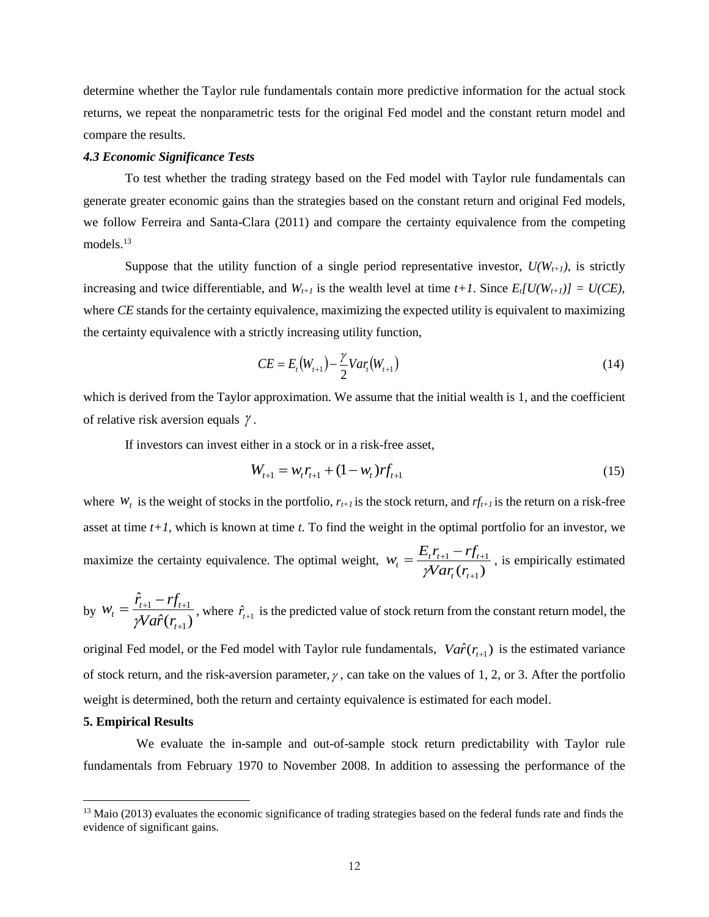determine whether the Taylor rule fundamentals contain more predictive information for the actual stock returns, we repeat the nonparametric tests for the original Fed model and the constant return model and compare the results.

#### *4.3 Economic Significance Tests*

To test whether the trading strategy based on the Fed model with Taylor rule fundamentals can generate greater economic gains than the strategies based on the constant return and original Fed models, we follow Ferreira and Santa-Clara (2011) and compare the certainty equivalence from the competing models.[13]

Suppose that the utility function of a single period representative investor, $U(W_{t+1})$, is strictly increasing and twice differentiable, and $W_{t+1}$ is the wealth level at time $t+1$. Since $E_t[U(W_{t+1})] = U(CE)$, where *CE* stands for the certainty equivalence, maximizing the expected utility is equivalent to maximizing the certainty equivalence with a strictly increasing utility function,

$$CE = E_t(W_{t+1}) - \frac{\gamma}{2} Var_t(W_{t+1}) \tag{14}$$

which is derived from the Taylor approximation. We assume that the initial wealth is 1, and the coefficient of relative risk aversion equals $\gamma$.

If investors can invest either in a stock or in a risk-free asset,

$$W_{t+1} = w_t r_{t+1} + (1 - w_t) rf_{t+1} \tag{15}$$

where $w_t$ is the weight of stocks in the portfolio, $r_{t+1}$ is the stock return, and $rf_{t+1}$ is the return on a risk-free asset at time $t+1$, which is known at time $t$. To find the weight in the optimal portfolio for an investor, we maximize the certainty equivalence. The optimal weight, $w_t = \frac{E_t r_{t+1} - rf_{t+1}}{\gamma Var_t(r_{t+1})}$, is empirically estimated by $w_t = \frac{\hat{r}_{t+1} - rf_{t+1}}{\gamma Va\hat{r}(r_{t+1})}$, where $\hat{r}_{t+1}$ is the predicted value of stock return from the constant return model, the original Fed model, or the Fed model with Taylor rule fundamentals, $Va\hat{r}(r_{t+1})$ is the estimated variance of stock return, and the risk-aversion parameter, $\gamma$, can take on the values of 1, 2, or 3. After the portfolio weight is determined, both the return and certainty equivalence is estimated for each model.

## 5. Empirical Results

We evaluate the in-sample and out-of-sample stock return predictability with Taylor rule fundamentals from February 1970 to November 2008. In addition to assessing the performance of the

[13] Maio (2013) evaluates the economic significance of trading strategies based on the federal funds rate and finds the evidence of significant gains.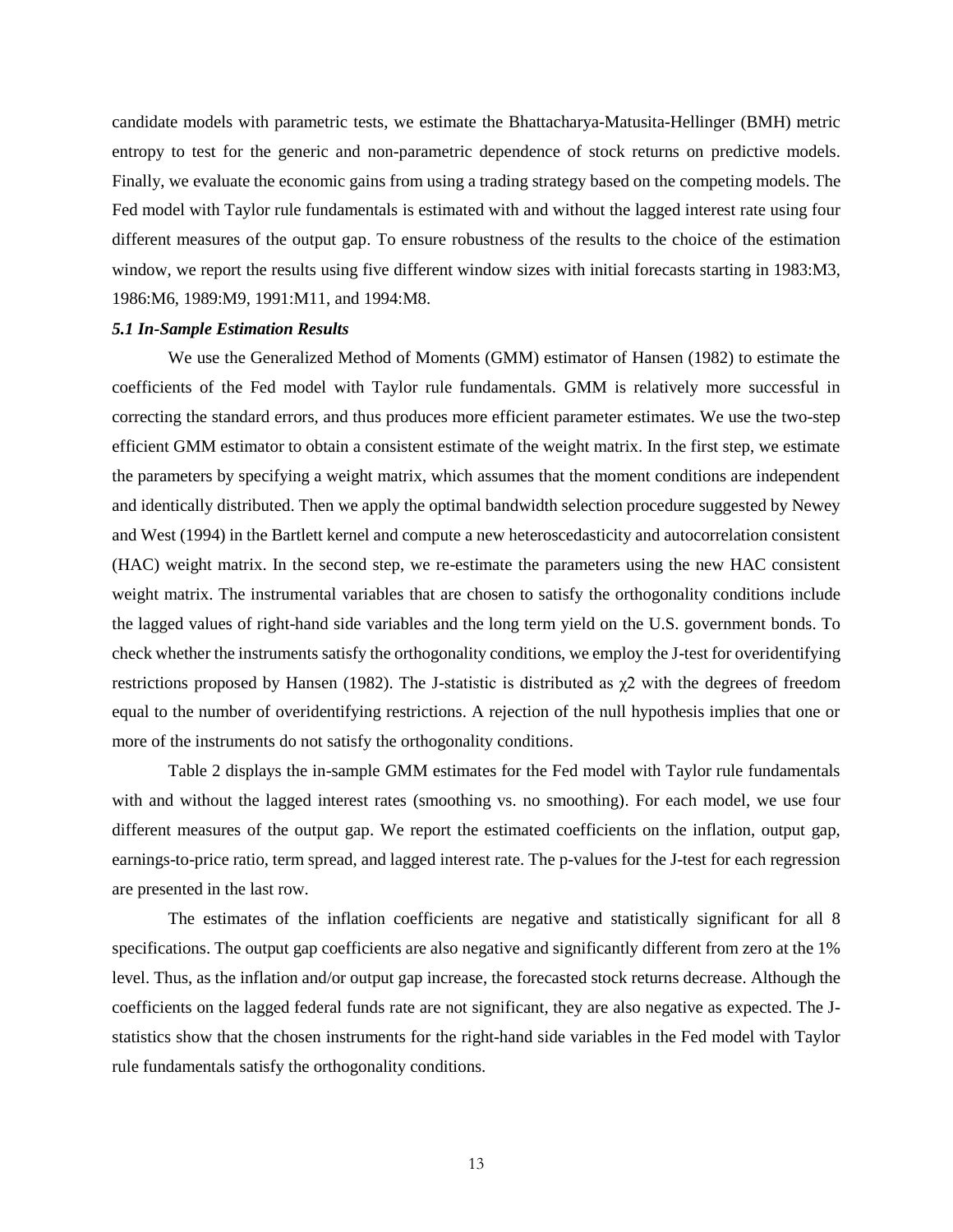candidate models with parametric tests, we estimate the Bhattacharya-Matusita-Hellinger (BMH) metric entropy to test for the generic and non-parametric dependence of stock returns on predictive models. Finally, we evaluate the economic gains from using a trading strategy based on the competing models. The Fed model with Taylor rule fundamentals is estimated with and without the lagged interest rate using four different measures of the output gap. To ensure robustness of the results to the choice of the estimation window, we report the results using five different window sizes with initial forecasts starting in 1983:M3, 1986:M6, 1989:M9, 1991:M11, and 1994:M8.

### *5.1 In-Sample Estimation Results*

We use the Generalized Method of Moments (GMM) estimator of Hansen (1982) to estimate the coefficients of the Fed model with Taylor rule fundamentals. GMM is relatively more successful in correcting the standard errors, and thus produces more efficient parameter estimates. We use the two-step efficient GMM estimator to obtain a consistent estimate of the weight matrix. In the first step, we estimate the parameters by specifying a weight matrix, which assumes that the moment conditions are independent and identically distributed. Then we apply the optimal bandwidth selection procedure suggested by Newey and West (1994) in the Bartlett kernel and compute a new heteroscedasticity and autocorrelation consistent (HAC) weight matrix. In the second step, we re-estimate the parameters using the new HAC consistent weight matrix. The instrumental variables that are chosen to satisfy the orthogonality conditions include the lagged values of right-hand side variables and the long term yield on the U.S. government bonds. To check whether the instruments satisfy the orthogonality conditions, we employ the J-test for overidentifying restrictions proposed by Hansen (1982). The J-statistic is distributed as $\chi2$ with the degrees of freedom equal to the number of overidentifying restrictions. A rejection of the null hypothesis implies that one or more of the instruments do not satisfy the orthogonality conditions.

Table 2 displays the in-sample GMM estimates for the Fed model with Taylor rule fundamentals with and without the lagged interest rates (smoothing vs. no smoothing). For each model, we use four different measures of the output gap. We report the estimated coefficients on the inflation, output gap, earnings-to-price ratio, term spread, and lagged interest rate. The p-values for the J-test for each regression are presented in the last row.

The estimates of the inflation coefficients are negative and statistically significant for all 8 specifications. The output gap coefficients are also negative and significantly different from zero at the 1% level. Thus, as the inflation and/or output gap increase, the forecasted stock returns decrease. Although the coefficients on the lagged federal funds rate are not significant, they are also negative as expected. The J-statistics show that the chosen instruments for the right-hand side variables in the Fed model with Taylor rule fundamentals satisfy the orthogonality conditions.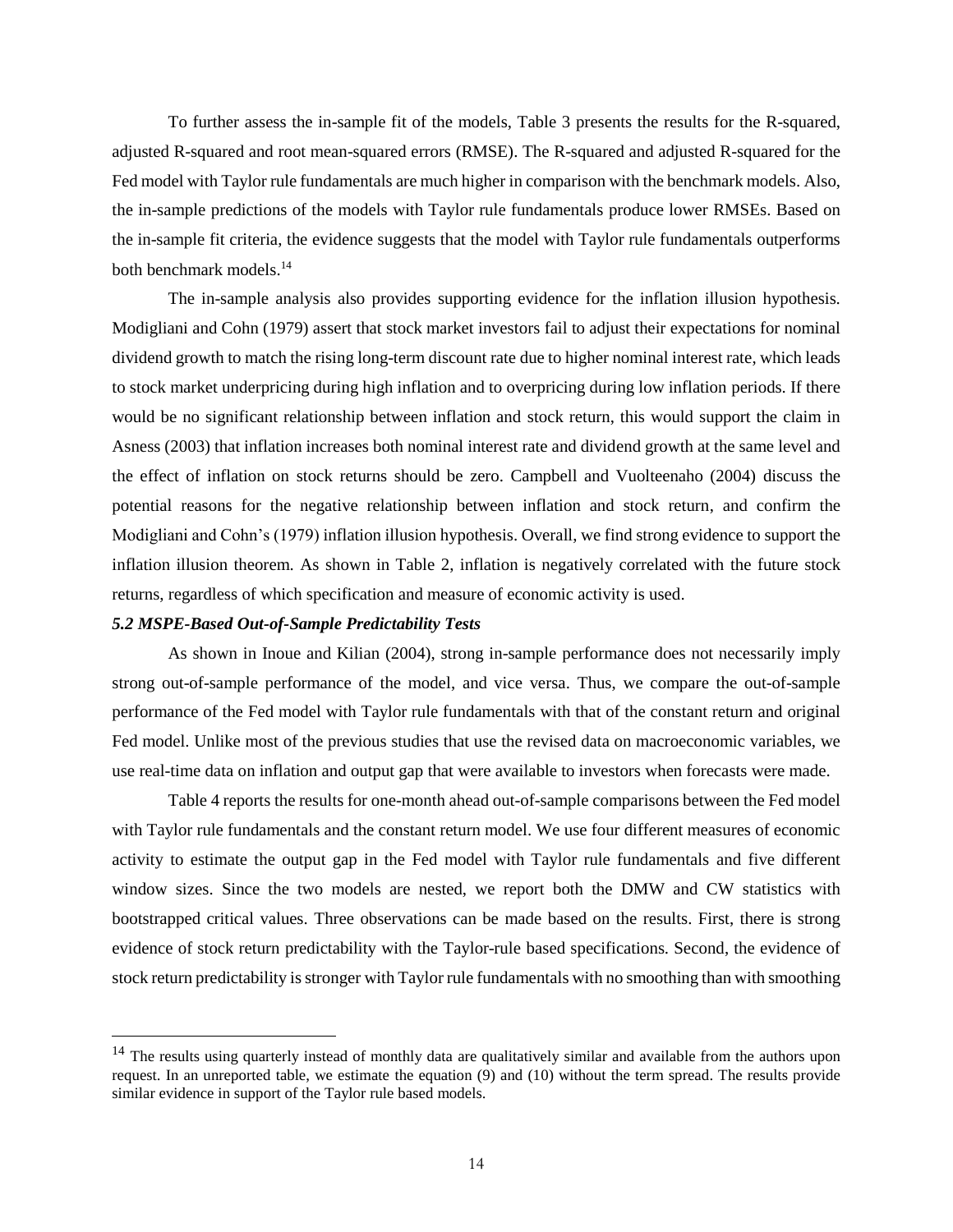To further assess the in-sample fit of the models, Table 3 presents the results for the R-squared, adjusted R-squared and root mean-squared errors (RMSE). The R-squared and adjusted R-squared for the Fed model with Taylor rule fundamentals are much higher in comparison with the benchmark models. Also, the in-sample predictions of the models with Taylor rule fundamentals produce lower RMSEs. Based on the in-sample fit criteria, the evidence suggests that the model with Taylor rule fundamentals outperforms both benchmark models.[14]

The in-sample analysis also provides supporting evidence for the inflation illusion hypothesis. Modigliani and Cohn (1979) assert that stock market investors fail to adjust their expectations for nominal dividend growth to match the rising long-term discount rate due to higher nominal interest rate, which leads to stock market underpricing during high inflation and to overpricing during low inflation periods. If there would be no significant relationship between inflation and stock return, this would support the claim in Asness (2003) that inflation increases both nominal interest rate and dividend growth at the same level and the effect of inflation on stock returns should be zero. Campbell and Vuolteenaho (2004) discuss the potential reasons for the negative relationship between inflation and stock return, and confirm the Modigliani and Cohn's (1979) inflation illusion hypothesis. Overall, we find strong evidence to support the inflation illusion theorem. As shown in Table 2, inflation is negatively correlated with the future stock returns, regardless of which specification and measure of economic activity is used.

### *5.2 MSPE-Based Out-of-Sample Predictability Tests*

As shown in Inoue and Kilian (2004), strong in-sample performance does not necessarily imply strong out-of-sample performance of the model, and vice versa. Thus, we compare the out-of-sample performance of the Fed model with Taylor rule fundamentals with that of the constant return and original Fed model. Unlike most of the previous studies that use the revised data on macroeconomic variables, we use real-time data on inflation and output gap that were available to investors when forecasts were made.

Table 4 reports the results for one-month ahead out-of-sample comparisons between the Fed model with Taylor rule fundamentals and the constant return model. We use four different measures of economic activity to estimate the output gap in the Fed model with Taylor rule fundamentals and five different window sizes. Since the two models are nested, we report both the DMW and CW statistics with bootstrapped critical values. Three observations can be made based on the results. First, there is strong evidence of stock return predictability with the Taylor-rule based specifications. Second, the evidence of stock return predictability is stronger with Taylor rule fundamentals with no smoothing than with smoothing

---

[14] The results using quarterly instead of monthly data are qualitatively similar and available from the authors upon request. In an unreported table, we estimate the equation (9) and (10) without the term spread. The results provide similar evidence in support of the Taylor rule based models.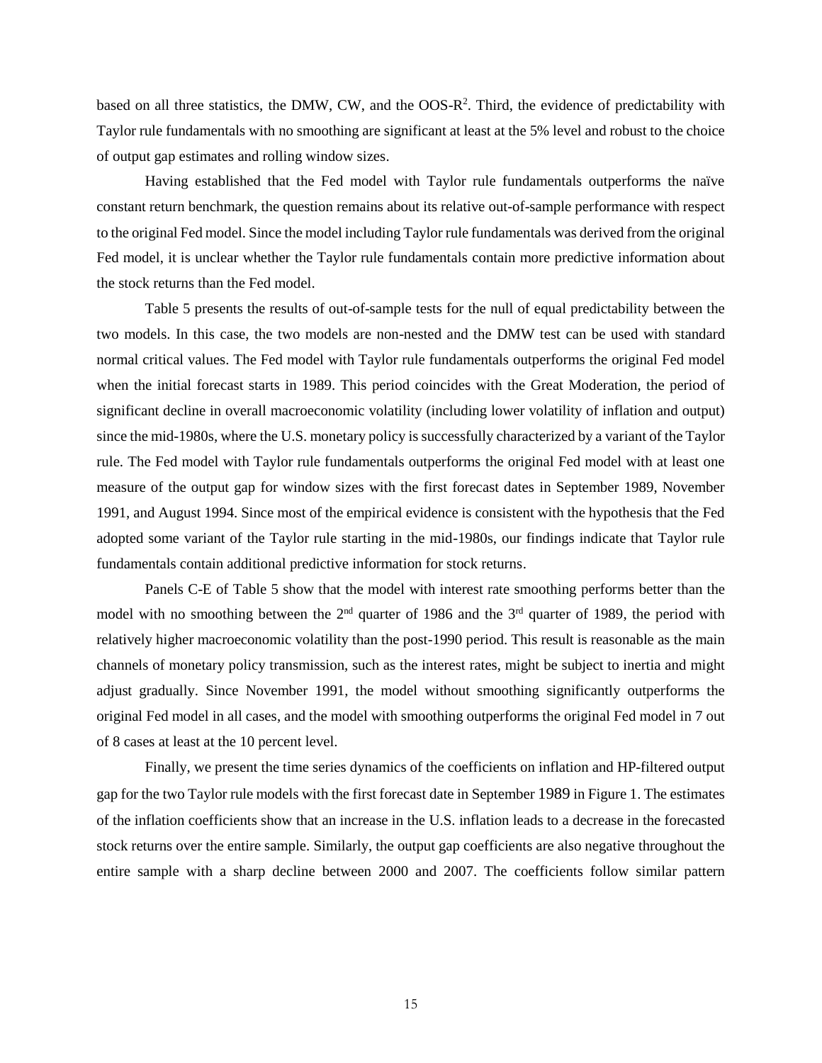based on all three statistics, the DMW, CW, and the OOS-$R^2$. Third, the evidence of predictability with Taylor rule fundamentals with no smoothing are significant at least at the 5% level and robust to the choice of output gap estimates and rolling window sizes.

Having established that the Fed model with Taylor rule fundamentals outperforms the naïve constant return benchmark, the question remains about its relative out-of-sample performance with respect to the original Fed model. Since the model including Taylor rule fundamentals was derived from the original Fed model, it is unclear whether the Taylor rule fundamentals contain more predictive information about the stock returns than the Fed model.

Table 5 presents the results of out-of-sample tests for the null of equal predictability between the two models. In this case, the two models are non-nested and the DMW test can be used with standard normal critical values. The Fed model with Taylor rule fundamentals outperforms the original Fed model when the initial forecast starts in 1989. This period coincides with the Great Moderation, the period of significant decline in overall macroeconomic volatility (including lower volatility of inflation and output) since the mid-1980s, where the U.S. monetary policy is successfully characterized by a variant of the Taylor rule. The Fed model with Taylor rule fundamentals outperforms the original Fed model with at least one measure of the output gap for window sizes with the first forecast dates in September 1989, November 1991, and August 1994. Since most of the empirical evidence is consistent with the hypothesis that the Fed adopted some variant of the Taylor rule starting in the mid-1980s, our findings indicate that Taylor rule fundamentals contain additional predictive information for stock returns.

Panels C-E of Table 5 show that the model with interest rate smoothing performs better than the model with no smoothing between the 2nd quarter of 1986 and the 3rd quarter of 1989, the period with relatively higher macroeconomic volatility than the post-1990 period. This result is reasonable as the main channels of monetary policy transmission, such as the interest rates, might be subject to inertia and might adjust gradually. Since November 1991, the model without smoothing significantly outperforms the original Fed model in all cases, and the model with smoothing outperforms the original Fed model in 7 out of 8 cases at least at the 10 percent level.

Finally, we present the time series dynamics of the coefficients on inflation and HP-filtered output gap for the two Taylor rule models with the first forecast date in September 1989 in Figure 1. The estimates of the inflation coefficients show that an increase in the U.S. inflation leads to a decrease in the forecasted stock returns over the entire sample. Similarly, the output gap coefficients are also negative throughout the entire sample with a sharp decline between 2000 and 2007. The coefficients follow similar pattern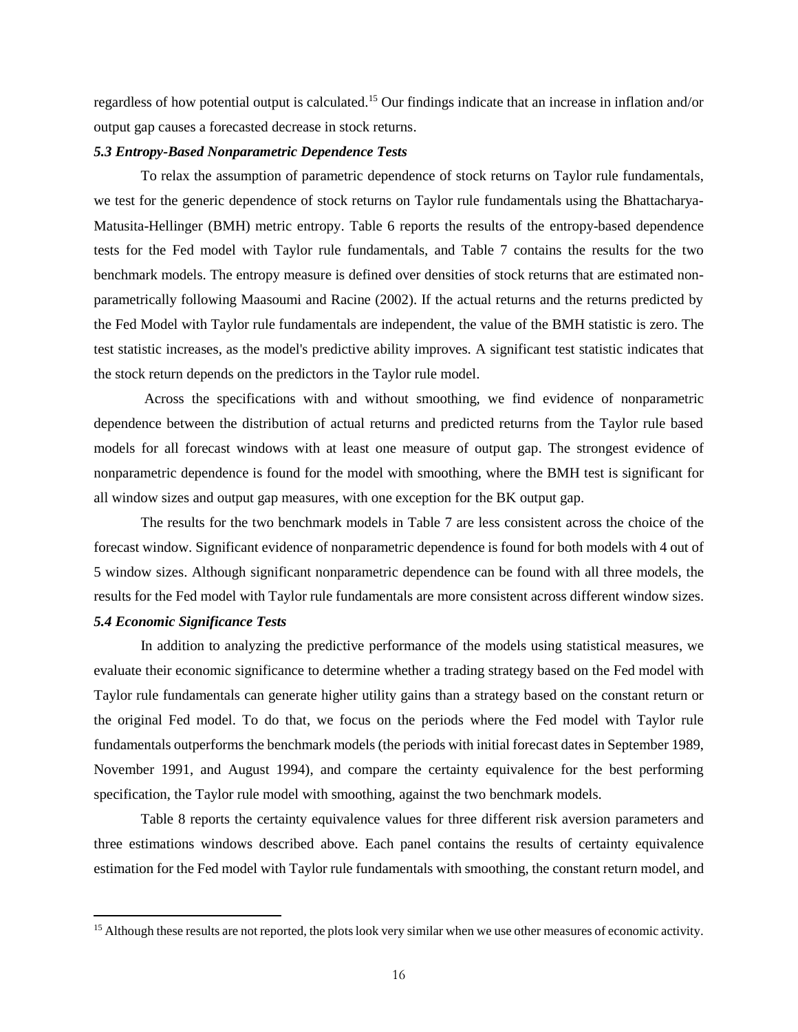regardless of how potential output is calculated.[15] Our findings indicate that an increase in inflation and/or output gap causes a forecasted decrease in stock returns.

### *5.3 Entropy-Based Nonparametric Dependence Tests*

To relax the assumption of parametric dependence of stock returns on Taylor rule fundamentals, we test for the generic dependence of stock returns on Taylor rule fundamentals using the Bhattacharya-Matusita-Hellinger (BMH) metric entropy. Table 6 reports the results of the entropy-based dependence tests for the Fed model with Taylor rule fundamentals, and Table 7 contains the results for the two benchmark models. The entropy measure is defined over densities of stock returns that are estimated non-parametrically following Maasoumi and Racine (2002). If the actual returns and the returns predicted by the Fed Model with Taylor rule fundamentals are independent, the value of the BMH statistic is zero. The test statistic increases, as the model's predictive ability improves. A significant test statistic indicates that the stock return depends on the predictors in the Taylor rule model.

Across the specifications with and without smoothing, we find evidence of nonparametric dependence between the distribution of actual returns and predicted returns from the Taylor rule based models for all forecast windows with at least one measure of output gap. The strongest evidence of nonparametric dependence is found for the model with smoothing, where the BMH test is significant for all window sizes and output gap measures, with one exception for the BK output gap.

The results for the two benchmark models in Table 7 are less consistent across the choice of the forecast window. Significant evidence of nonparametric dependence is found for both models with 4 out of 5 window sizes. Although significant nonparametric dependence can be found with all three models, the results for the Fed model with Taylor rule fundamentals are more consistent across different window sizes.

### *5.4 Economic Significance Tests*

In addition to analyzing the predictive performance of the models using statistical measures, we evaluate their economic significance to determine whether a trading strategy based on the Fed model with Taylor rule fundamentals can generate higher utility gains than a strategy based on the constant return or the original Fed model. To do that, we focus on the periods where the Fed model with Taylor rule fundamentals outperforms the benchmark models (the periods with initial forecast dates in September 1989, November 1991, and August 1994), and compare the certainty equivalence for the best performing specification, the Taylor rule model with smoothing, against the two benchmark models.

Table 8 reports the certainty equivalence values for three different risk aversion parameters and three estimations windows described above. Each panel contains the results of certainty equivalence estimation for the Fed model with Taylor rule fundamentals with smoothing, the constant return model, and

---

[15] Although these results are not reported, the plots look very similar when we use other measures of economic activity.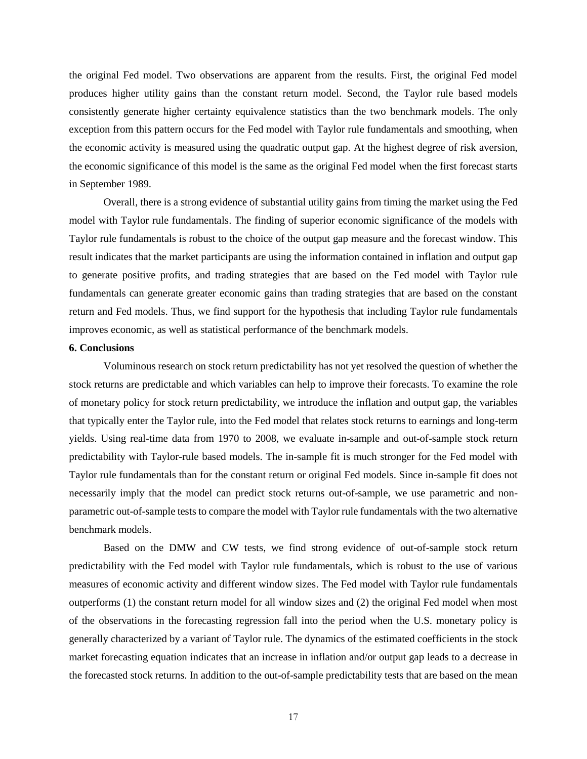the original Fed model. Two observations are apparent from the results. First, the original Fed model produces higher utility gains than the constant return model. Second, the Taylor rule based models consistently generate higher certainty equivalence statistics than the two benchmark models. The only exception from this pattern occurs for the Fed model with Taylor rule fundamentals and smoothing, when the economic activity is measured using the quadratic output gap. At the highest degree of risk aversion, the economic significance of this model is the same as the original Fed model when the first forecast starts in September 1989.

Overall, there is a strong evidence of substantial utility gains from timing the market using the Fed model with Taylor rule fundamentals. The finding of superior economic significance of the models with Taylor rule fundamentals is robust to the choice of the output gap measure and the forecast window. This result indicates that the market participants are using the information contained in inflation and output gap to generate positive profits, and trading strategies that are based on the Fed model with Taylor rule fundamentals can generate greater economic gains than trading strategies that are based on the constant return and Fed models. Thus, we find support for the hypothesis that including Taylor rule fundamentals improves economic, as well as statistical performance of the benchmark models.

**6. Conclusions**

Voluminous research on stock return predictability has not yet resolved the question of whether the stock returns are predictable and which variables can help to improve their forecasts. To examine the role of monetary policy for stock return predictability, we introduce the inflation and output gap, the variables that typically enter the Taylor rule, into the Fed model that relates stock returns to earnings and long-term yields. Using real-time data from 1970 to 2008, we evaluate in-sample and out-of-sample stock return predictability with Taylor-rule based models. The in-sample fit is much stronger for the Fed model with Taylor rule fundamentals than for the constant return or original Fed models. Since in-sample fit does not necessarily imply that the model can predict stock returns out-of-sample, we use parametric and non-parametric out-of-sample tests to compare the model with Taylor rule fundamentals with the two alternative benchmark models.

Based on the DMW and CW tests, we find strong evidence of out-of-sample stock return predictability with the Fed model with Taylor rule fundamentals, which is robust to the use of various measures of economic activity and different window sizes. The Fed model with Taylor rule fundamentals outperforms (1) the constant return model for all window sizes and (2) the original Fed model when most of the observations in the forecasting regression fall into the period when the U.S. monetary policy is generally characterized by a variant of Taylor rule. The dynamics of the estimated coefficients in the stock market forecasting equation indicates that an increase in inflation and/or output gap leads to a decrease in the forecasted stock returns. In addition to the out-of-sample predictability tests that are based on the mean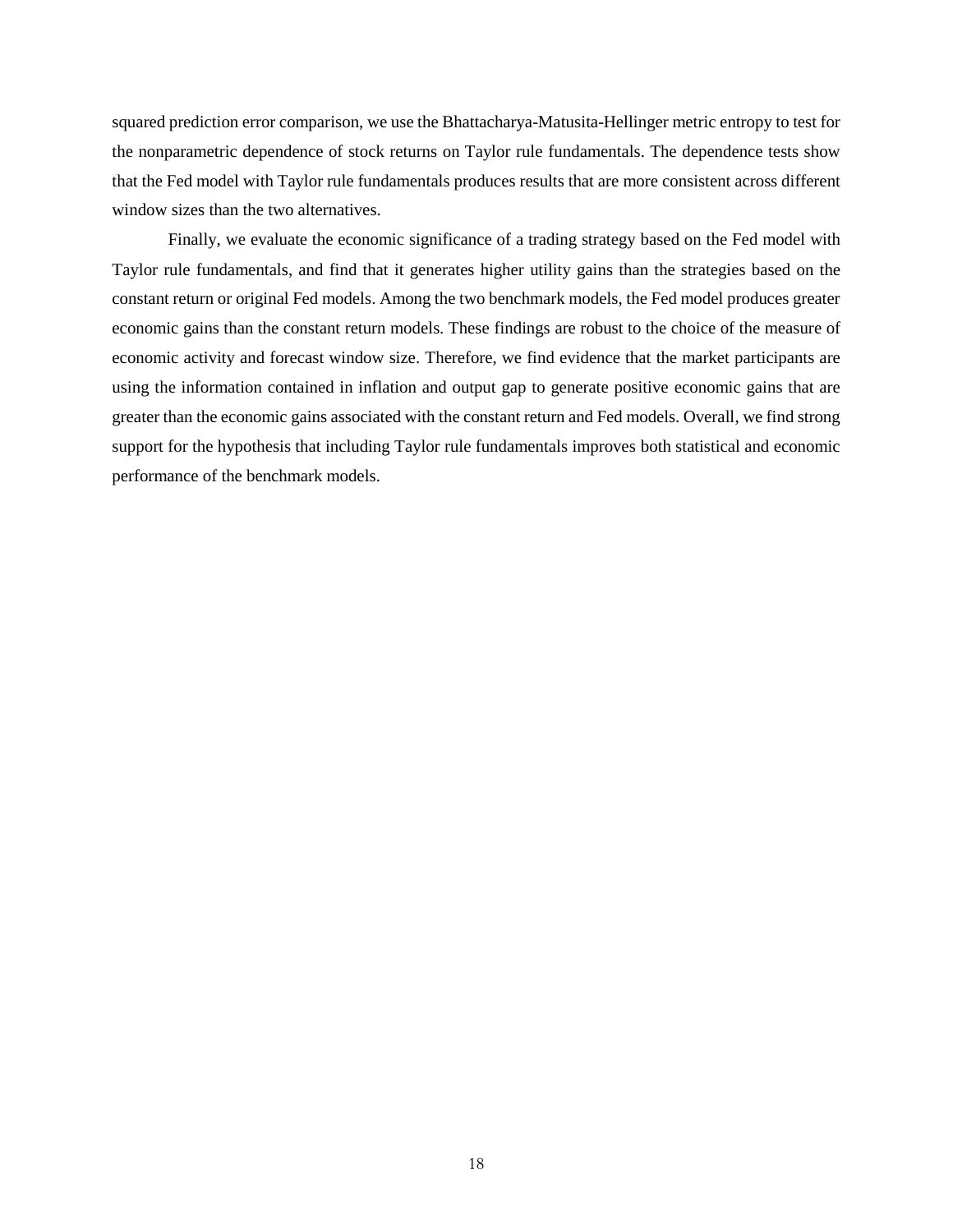squared prediction error comparison, we use the Bhattacharya-Matusita-Hellinger metric entropy to test for the nonparametric dependence of stock returns on Taylor rule fundamentals. The dependence tests show that the Fed model with Taylor rule fundamentals produces results that are more consistent across different window sizes than the two alternatives.

Finally, we evaluate the economic significance of a trading strategy based on the Fed model with Taylor rule fundamentals, and find that it generates higher utility gains than the strategies based on the constant return or original Fed models. Among the two benchmark models, the Fed model produces greater economic gains than the constant return models. These findings are robust to the choice of the measure of economic activity and forecast window size. Therefore, we find evidence that the market participants are using the information contained in inflation and output gap to generate positive economic gains that are greater than the economic gains associated with the constant return and Fed models. Overall, we find strong support for the hypothesis that including Taylor rule fundamentals improves both statistical and economic performance of the benchmark models.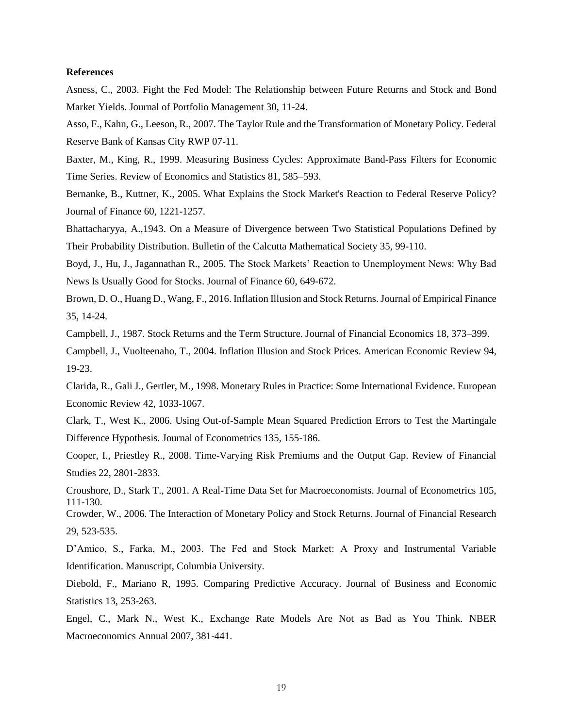**References**

Asness, C., 2003. Fight the Fed Model: The Relationship between Future Returns and Stock and Bond Market Yields. Journal of Portfolio Management 30, 11-24.

Asso, F., Kahn, G., Leeson, R., 2007. The Taylor Rule and the Transformation of Monetary Policy. Federal Reserve Bank of Kansas City RWP 07-11.

Baxter, M., King, R., 1999. Measuring Business Cycles: Approximate Band-Pass Filters for Economic Time Series. Review of Economics and Statistics 81, 585–593.

Bernanke, B., Kuttner, K., 2005. What Explains the Stock Market's Reaction to Federal Reserve Policy? Journal of Finance 60, 1221-1257.

Bhattacharyya, A.,1943. On a Measure of Divergence between Two Statistical Populations Defined by Their Probability Distribution. Bulletin of the Calcutta Mathematical Society 35, 99-110.

Boyd, J., Hu, J., Jagannathan R., 2005. The Stock Markets' Reaction to Unemployment News: Why Bad News Is Usually Good for Stocks. Journal of Finance 60, 649-672.

Brown, D. O., Huang D., Wang, F., 2016. Inflation Illusion and Stock Returns. Journal of Empirical Finance 35, 14-24.

Campbell, J., 1987. Stock Returns and the Term Structure. Journal of Financial Economics 18, 373–399.

Campbell, J., Vuolteenaho, T., 2004. Inflation Illusion and Stock Prices. American Economic Review 94, 19-23.

Clarida, R., Gali J., Gertler, M., 1998. Monetary Rules in Practice: Some International Evidence. European Economic Review 42, 1033-1067.

Clark, T., West K., 2006. Using Out-of-Sample Mean Squared Prediction Errors to Test the Martingale Difference Hypothesis. Journal of Econometrics 135, 155-186.

Cooper, I., Priestley R., 2008. Time-Varying Risk Premiums and the Output Gap. Review of Financial Studies 22, 2801-2833.

Croushore, D., Stark T., 2001. A Real-Time Data Set for Macroeconomists. Journal of Econometrics 105, 111-130.

Crowder, W., 2006. The Interaction of Monetary Policy and Stock Returns. Journal of Financial Research 29, 523-535.

D'Amico, S., Farka, M., 2003. The Fed and Stock Market: A Proxy and Instrumental Variable Identification. Manuscript, Columbia University.

Diebold, F., Mariano R, 1995. Comparing Predictive Accuracy. Journal of Business and Economic Statistics 13, 253-263.

Engel, C., Mark N., West K., Exchange Rate Models Are Not as Bad as You Think. NBER Macroeconomics Annual 2007, 381-441.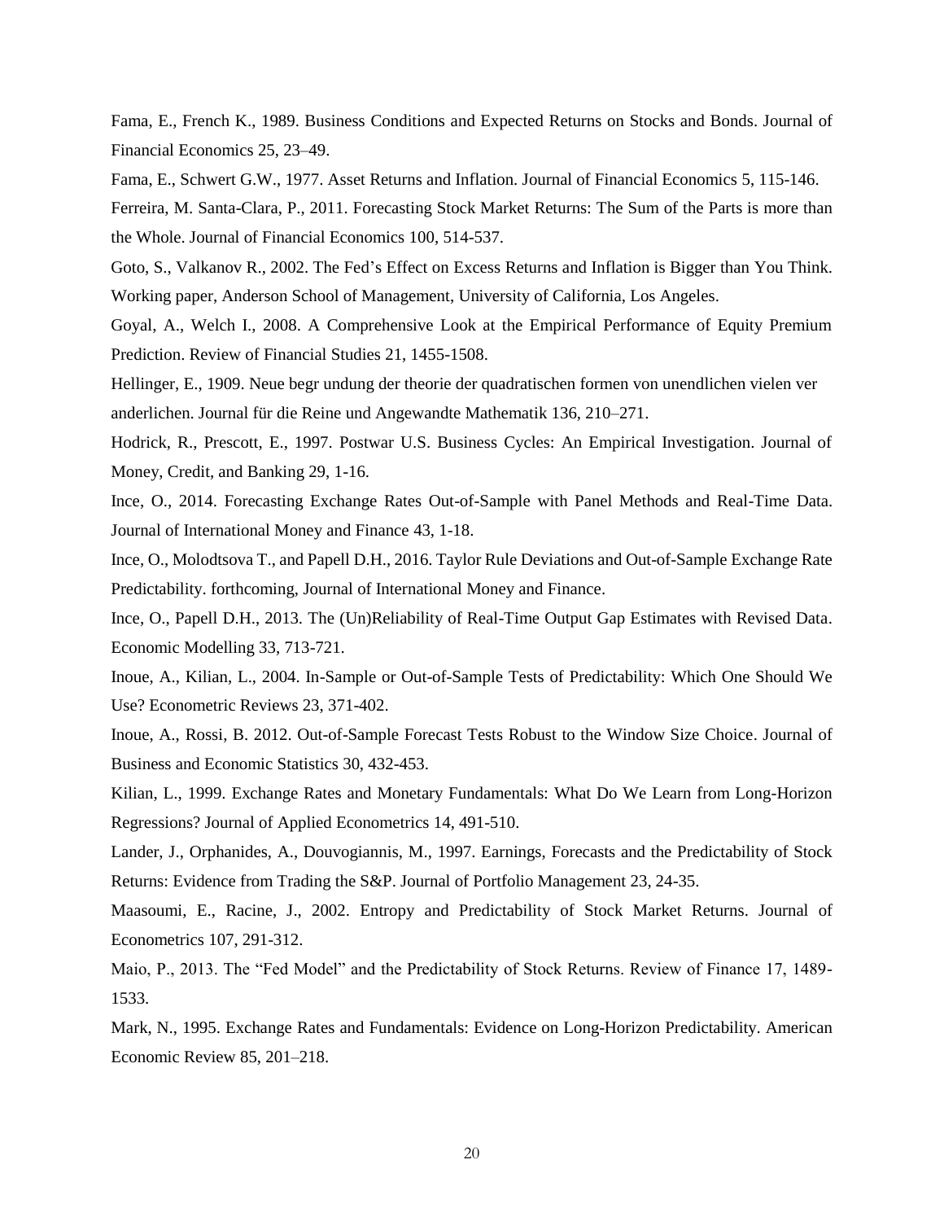Fama, E., French K., 1989. Business Conditions and Expected Returns on Stocks and Bonds. Journal of Financial Economics 25, 23–49.

Fama, E., Schwert G.W., 1977. Asset Returns and Inflation. Journal of Financial Economics 5, 115-146.

Ferreira, M. Santa-Clara, P., 2011. Forecasting Stock Market Returns: The Sum of the Parts is more than the Whole. Journal of Financial Economics 100, 514-537.

Goto, S., Valkanov R., 2002. The Fed's Effect on Excess Returns and Inflation is Bigger than You Think. Working paper, Anderson School of Management, University of California, Los Angeles.

Goyal, A., Welch I., 2008. A Comprehensive Look at the Empirical Performance of Equity Premium Prediction. Review of Financial Studies 21, 1455-1508.

Hellinger, E., 1909. Neue begr undung der theorie der quadratischen formen von unendlichen vielen ver anderlichen. Journal für die Reine und Angewandte Mathematik 136, 210–271.

Hodrick, R., Prescott, E., 1997. Postwar U.S. Business Cycles: An Empirical Investigation. Journal of Money, Credit, and Banking 29, 1-16.

Ince, O., 2014. Forecasting Exchange Rates Out-of-Sample with Panel Methods and Real-Time Data. Journal of International Money and Finance 43, 1-18.

Ince, O., Molodtsova T., and Papell D.H., 2016. Taylor Rule Deviations and Out-of-Sample Exchange Rate Predictability. forthcoming, Journal of International Money and Finance.

Ince, O., Papell D.H., 2013. The (Un)Reliability of Real-Time Output Gap Estimates with Revised Data. Economic Modelling 33, 713-721.

Inoue, A., Kilian, L., 2004. In-Sample or Out-of-Sample Tests of Predictability: Which One Should We Use? Econometric Reviews 23, 371-402.

Inoue, A., Rossi, B. 2012. Out-of-Sample Forecast Tests Robust to the Window Size Choice. Journal of Business and Economic Statistics 30, 432-453.

Kilian, L., 1999. Exchange Rates and Monetary Fundamentals: What Do We Learn from Long-Horizon Regressions? Journal of Applied Econometrics 14, 491-510.

Lander, J., Orphanides, A., Douvogiannis, M., 1997. Earnings, Forecasts and the Predictability of Stock Returns: Evidence from Trading the S&P. Journal of Portfolio Management 23, 24-35.

Maasoumi, E., Racine, J., 2002. Entropy and Predictability of Stock Market Returns. Journal of Econometrics 107, 291-312.

Maio, P., 2013. The "Fed Model" and the Predictability of Stock Returns. Review of Finance 17, 1489-1533.

Mark, N., 1995. Exchange Rates and Fundamentals: Evidence on Long-Horizon Predictability. American Economic Review 85, 201–218.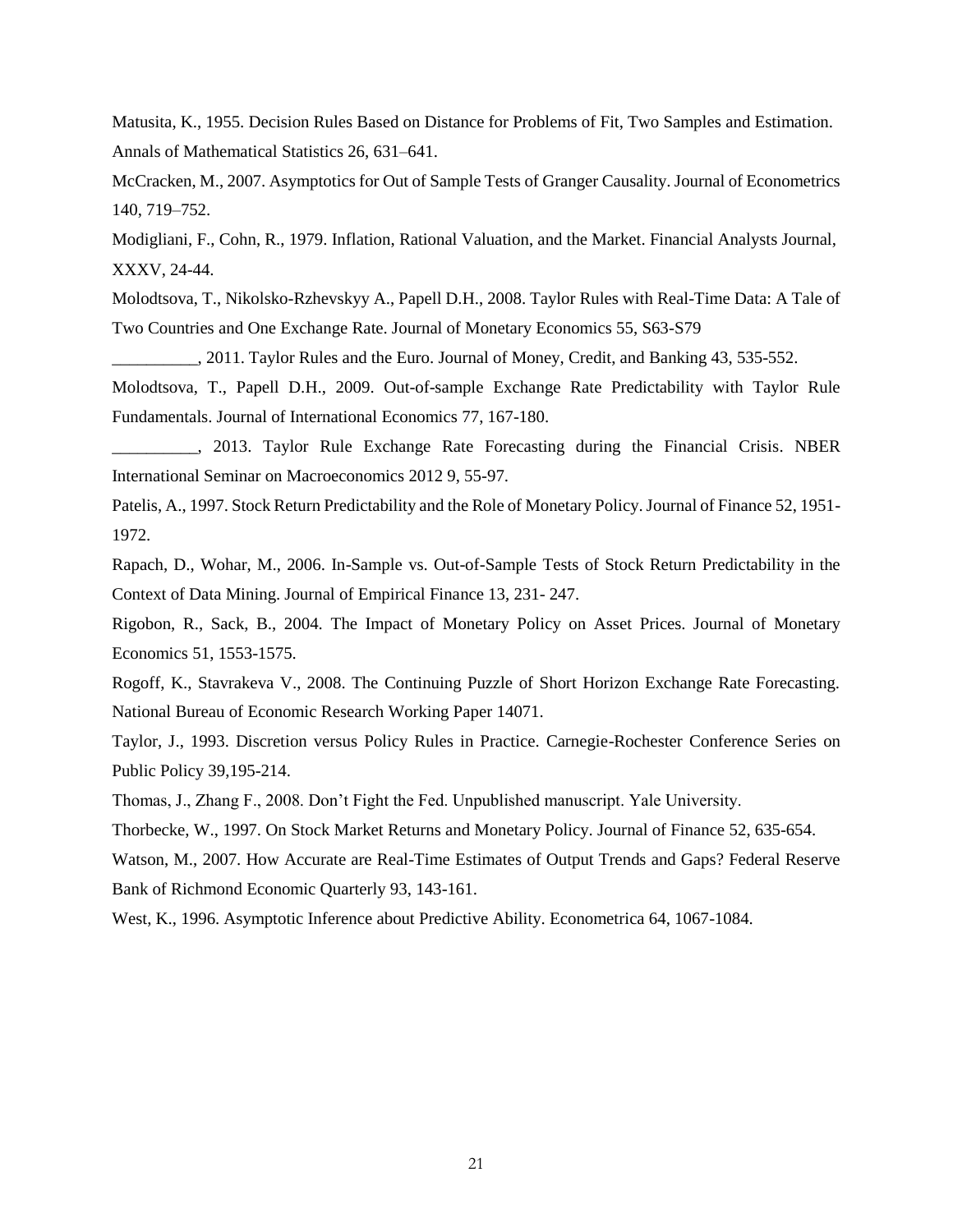Matusita, K., 1955. Decision Rules Based on Distance for Problems of Fit, Two Samples and Estimation. Annals of Mathematical Statistics 26, 631–641.

McCracken, M., 2007. Asymptotics for Out of Sample Tests of Granger Causality. Journal of Econometrics 140, 719–752.

Modigliani, F., Cohn, R., 1979. Inflation, Rational Valuation, and the Market. Financial Analysts Journal, XXXV, 24-44.

Molodtsova, T., Nikolsko-Rzhevskyy A., Papell D.H., 2008. Taylor Rules with Real-Time Data: A Tale of Two Countries and One Exchange Rate. Journal of Monetary Economics 55, S63-S79

__________, 2011. Taylor Rules and the Euro. Journal of Money, Credit, and Banking 43, 535-552.

Molodtsova, T., Papell D.H., 2009. Out-of-sample Exchange Rate Predictability with Taylor Rule Fundamentals. Journal of International Economics 77, 167-180.

__________, 2013. Taylor Rule Exchange Rate Forecasting during the Financial Crisis. NBER International Seminar on Macroeconomics 2012 9, 55-97.

Patelis, A., 1997. Stock Return Predictability and the Role of Monetary Policy. Journal of Finance 52, 1951-1972.

Rapach, D., Wohar, M., 2006. In-Sample vs. Out-of-Sample Tests of Stock Return Predictability in the Context of Data Mining. Journal of Empirical Finance 13, 231- 247.

Rigobon, R., Sack, B., 2004. The Impact of Monetary Policy on Asset Prices. Journal of Monetary Economics 51, 1553-1575.

Rogoff, K., Stavrakeva V., 2008. The Continuing Puzzle of Short Horizon Exchange Rate Forecasting. National Bureau of Economic Research Working Paper 14071.

Taylor, J., 1993. Discretion versus Policy Rules in Practice. Carnegie-Rochester Conference Series on Public Policy 39,195-214.

Thomas, J., Zhang F., 2008. Don't Fight the Fed. Unpublished manuscript. Yale University.

Thorbecke, W., 1997. On Stock Market Returns and Monetary Policy. Journal of Finance 52, 635-654.

Watson, M., 2007. How Accurate are Real-Time Estimates of Output Trends and Gaps? Federal Reserve Bank of Richmond Economic Quarterly 93, 143-161.

West, K., 1996. Asymptotic Inference about Predictive Ability. Econometrica 64, 1067-1084.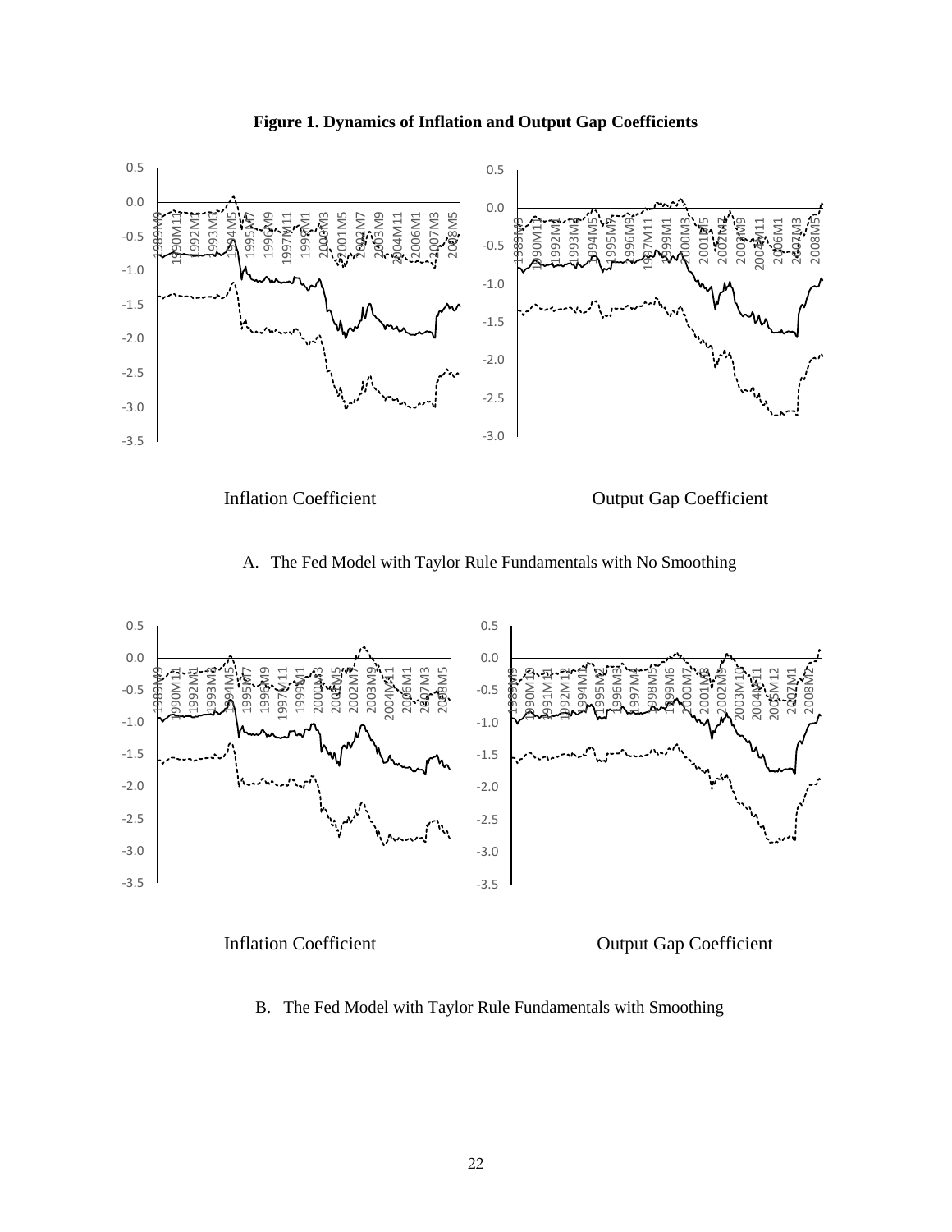**Figure 1. Dynamics of Inflation and Output Gap Coefficients**

Inflation Coefficient

Output Gap Coefficient

A. The Fed Model with Taylor Rule Fundamentals with No Smoothing

Inflation Coefficient

Output Gap Coefficient

B. The Fed Model with Taylor Rule Fundamentals with Smoothing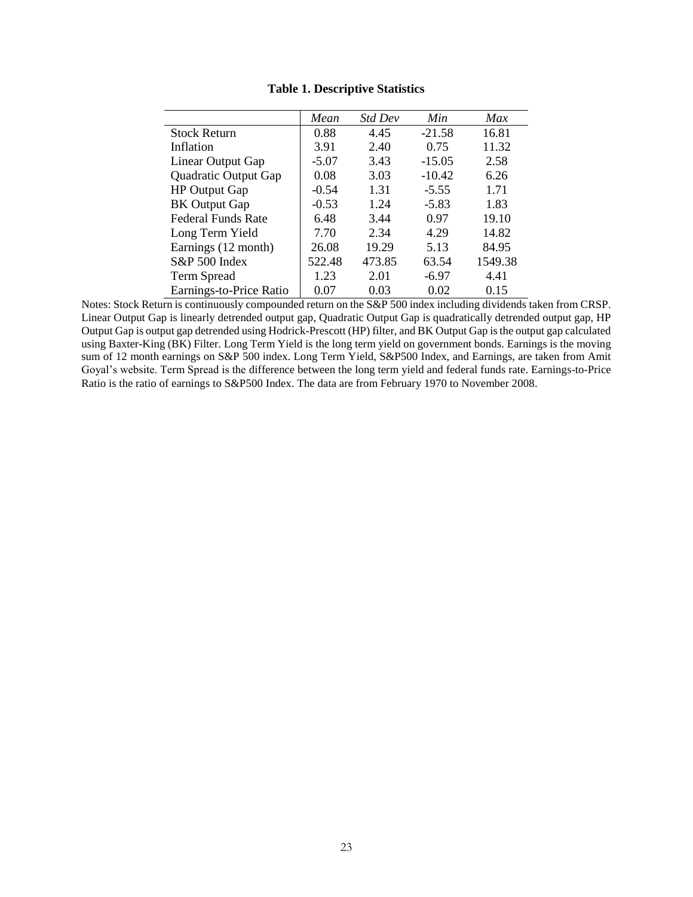**Table 1. Descriptive Statistics**

| | *Mean* | *Std Dev* | *Min* | *Max* |
|---|---|---|---|---|
| Stock Return | 0.88 | 4.45 | -21.58 | 16.81 |
| Inflation | 3.91 | 2.40 | 0.75 | 11.32 |
| Linear Output Gap | -5.07 | 3.43 | -15.05 | 2.58 |
| Quadratic Output Gap | 0.08 | 3.03 | -10.42 | 6.26 |
| HP Output Gap | -0.54 | 1.31 | -5.55 | 1.71 |
| BK Output Gap | -0.53 | 1.24 | -5.83 | 1.83 |
| Federal Funds Rate | 6.48 | 3.44 | 0.97 | 19.10 |
| Long Term Yield | 7.70 | 2.34 | 4.29 | 14.82 |
| Earnings (12 month) | 26.08 | 19.29 | 5.13 | 84.95 |
| S&P 500 Index | 522.48 | 473.85 | 63.54 | 1549.38 |
| Term Spread | 1.23 | 2.01 | -6.97 | 4.41 |
| Earnings-to-Price Ratio | 0.07 | 0.03 | 0.02 | 0.15 |

Notes: Stock Return is continuously compounded return on the S&P 500 index including dividends taken from CRSP. Linear Output Gap is linearly detrended output gap, Quadratic Output Gap is quadratically detrended output gap, HP Output Gap is output gap detrended using Hodrick-Prescott (HP) filter, and BK Output Gap is the output gap calculated using Baxter-King (BK) Filter. Long Term Yield is the long term yield on government bonds. Earnings is the moving sum of 12 month earnings on S&P 500 index. Long Term Yield, S&P500 Index, and Earnings, are taken from Amit Goyal's website. Term Spread is the difference between the long term yield and federal funds rate. Earnings-to-Price Ratio is the ratio of earnings to S&P500 Index. The data are from February 1970 to November 2008.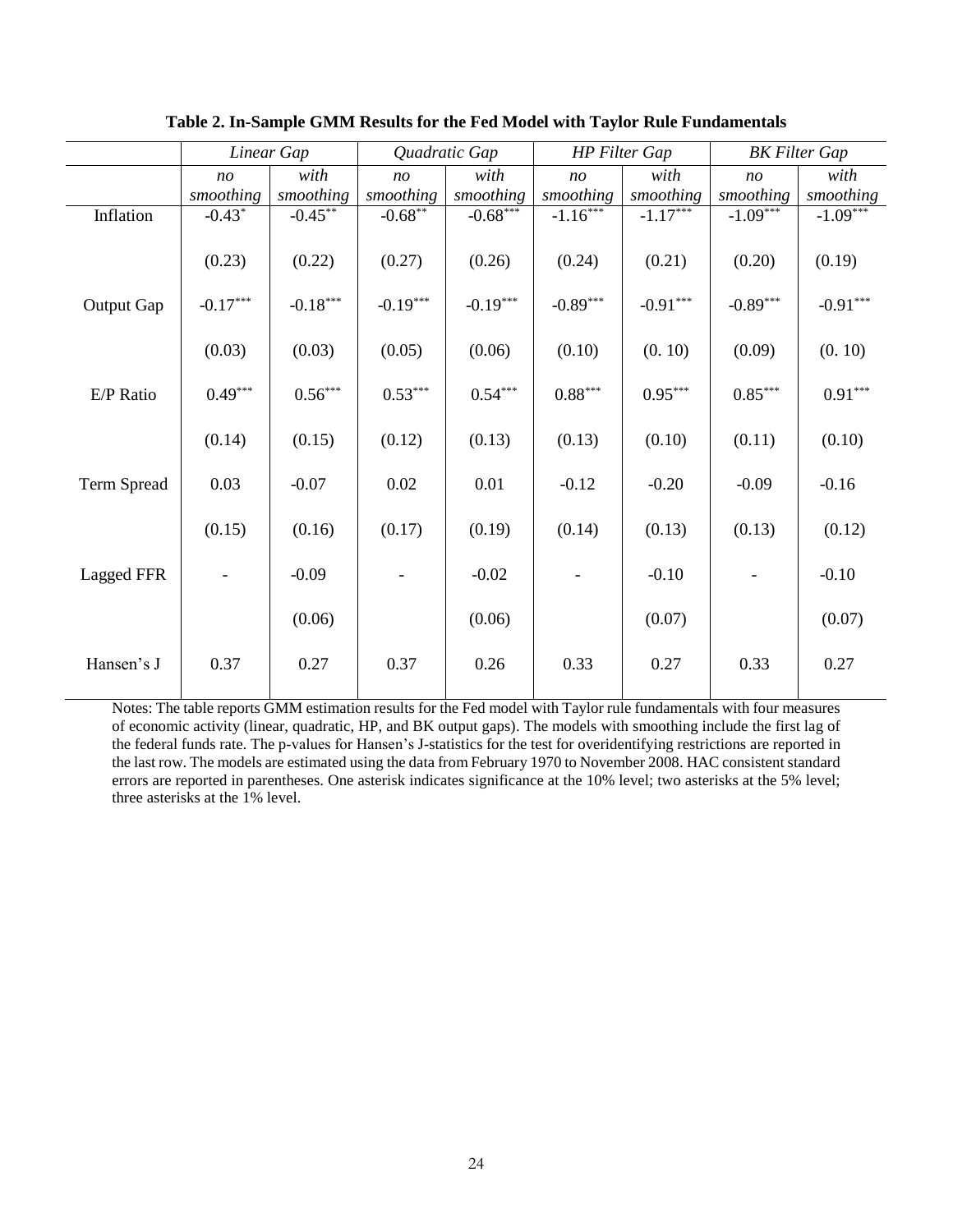**Table 2. In-Sample GMM Results for the Fed Model with Taylor Rule Fundamentals**

| | *Linear Gap* | | *Quadratic Gap* | | *HP Filter Gap* | | *BK Filter Gap* | |
|---|---|---|---|---|---|---|---|---|
| | *no smoothing* | *with smoothing* | *no smoothing* | *with smoothing* | *no smoothing* | *with smoothing* | *no smoothing* | *with smoothing* |
| Inflation | -0.43* | -0.45** | -0.68** | -0.68*** | -1.16*** | -1.17*** | -1.09*** | -1.09*** |
| | (0.23) | (0.22) | (0.27) | (0.26) | (0.24) | (0.21) | (0.20) | (0.19) |
| Output Gap | -0.17*** | -0.18*** | -0.19*** | -0.19*** | -0.89*** | -0.91*** | -0.89*** | -0.91*** |
| | (0.03) | (0.03) | (0.05) | (0.06) | (0.10) | (0. 10) | (0.09) | (0. 10) |
| E/P Ratio | 0.49*** | 0.56*** | 0.53*** | 0.54*** | 0.88*** | 0.95*** | 0.85*** | 0.91*** |
| | (0.14) | (0.15) | (0.12) | (0.13) | (0.13) | (0.10) | (0.11) | (0.10) |
| Term Spread | 0.03 | -0.07 | 0.02 | 0.01 | -0.12 | -0.20 | -0.09 | -0.16 |
| | (0.15) | (0.16) | (0.17) | (0.19) | (0.14) | (0.13) | (0.13) | (0.12) |
| Lagged FFR | - | -0.09 | - | -0.02 | - | -0.10 | - | -0.10 |
| | | (0.06) | | (0.06) | | (0.07) | | (0.07) |
| Hansen's J | 0.37 | 0.27 | 0.37 | 0.26 | 0.33 | 0.27 | 0.33 | 0.27 |

Notes: The table reports GMM estimation results for the Fed model with Taylor rule fundamentals with four measures of economic activity (linear, quadratic, HP, and BK output gaps). The models with smoothing include the first lag of the federal funds rate. The p-values for Hansen's J-statistics for the test for overidentifying restrictions are reported in the last row. The models are estimated using the data from February 1970 to November 2008. HAC consistent standard errors are reported in parentheses. One asterisk indicates significance at the 10% level; two asterisks at the 5% level; three asterisks at the 1% level.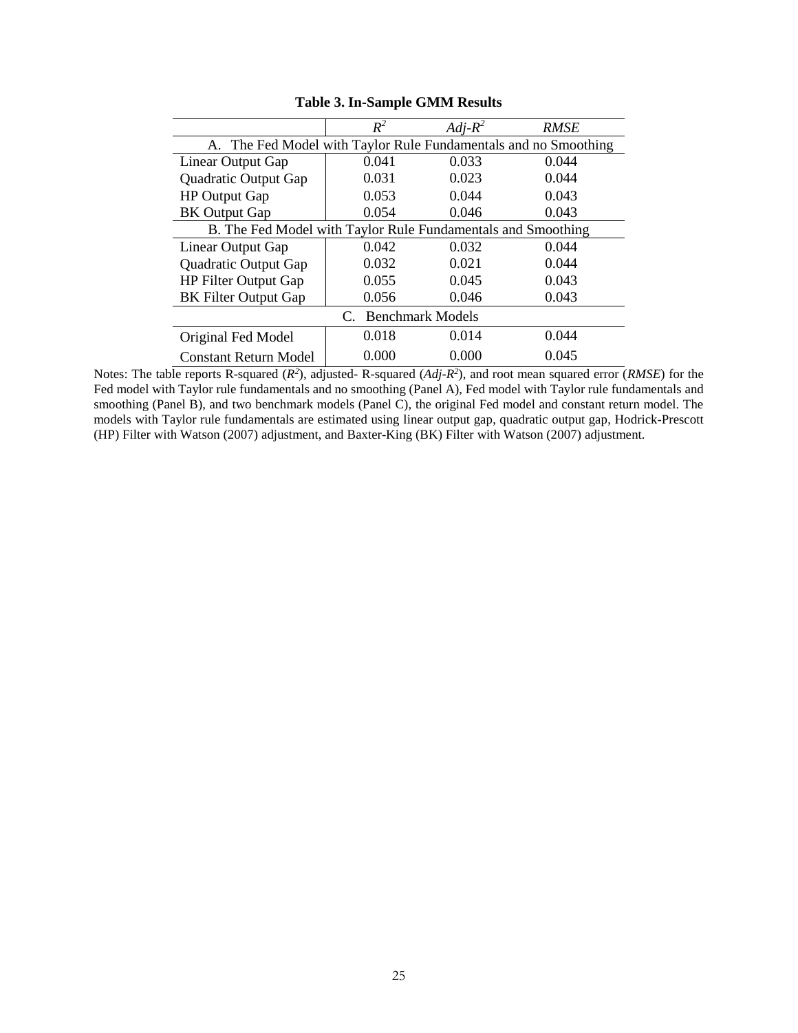**Table 3. In-Sample GMM Results**

| | $R^2$ | $Adj\text{-}R^2$ | *RMSE* |
|---|---|---|---|
| A. The Fed Model with Taylor Rule Fundamentals and no Smoothing | | | |
| Linear Output Gap | 0.041 | 0.033 | 0.044 |
| Quadratic Output Gap | 0.031 | 0.023 | 0.044 |
| HP Output Gap | 0.053 | 0.044 | 0.043 |
| BK Output Gap | 0.054 | 0.046 | 0.043 |
| B. The Fed Model with Taylor Rule Fundamentals and Smoothing | | | |
| Linear Output Gap | 0.042 | 0.032 | 0.044 |
| Quadratic Output Gap | 0.032 | 0.021 | 0.044 |
| HP Filter Output Gap | 0.055 | 0.045 | 0.043 |
| BK Filter Output Gap | 0.056 | 0.046 | 0.043 |
| C. Benchmark Models | | | |
| Original Fed Model | 0.018 | 0.014 | 0.044 |
| Constant Return Model | 0.000 | 0.000 | 0.045 |

Notes: The table reports R-squared ($R^2$), adjusted- R-squared ($Adj\text{-}R^2$), and root mean squared error (*RMSE*) for the Fed model with Taylor rule fundamentals and no smoothing (Panel A), Fed model with Taylor rule fundamentals and smoothing (Panel B), and two benchmark models (Panel C), the original Fed model and constant return model. The models with Taylor rule fundamentals are estimated using linear output gap, quadratic output gap, Hodrick-Prescott (HP) Filter with Watson (2007) adjustment, and Baxter-King (BK) Filter with Watson (2007) adjustment.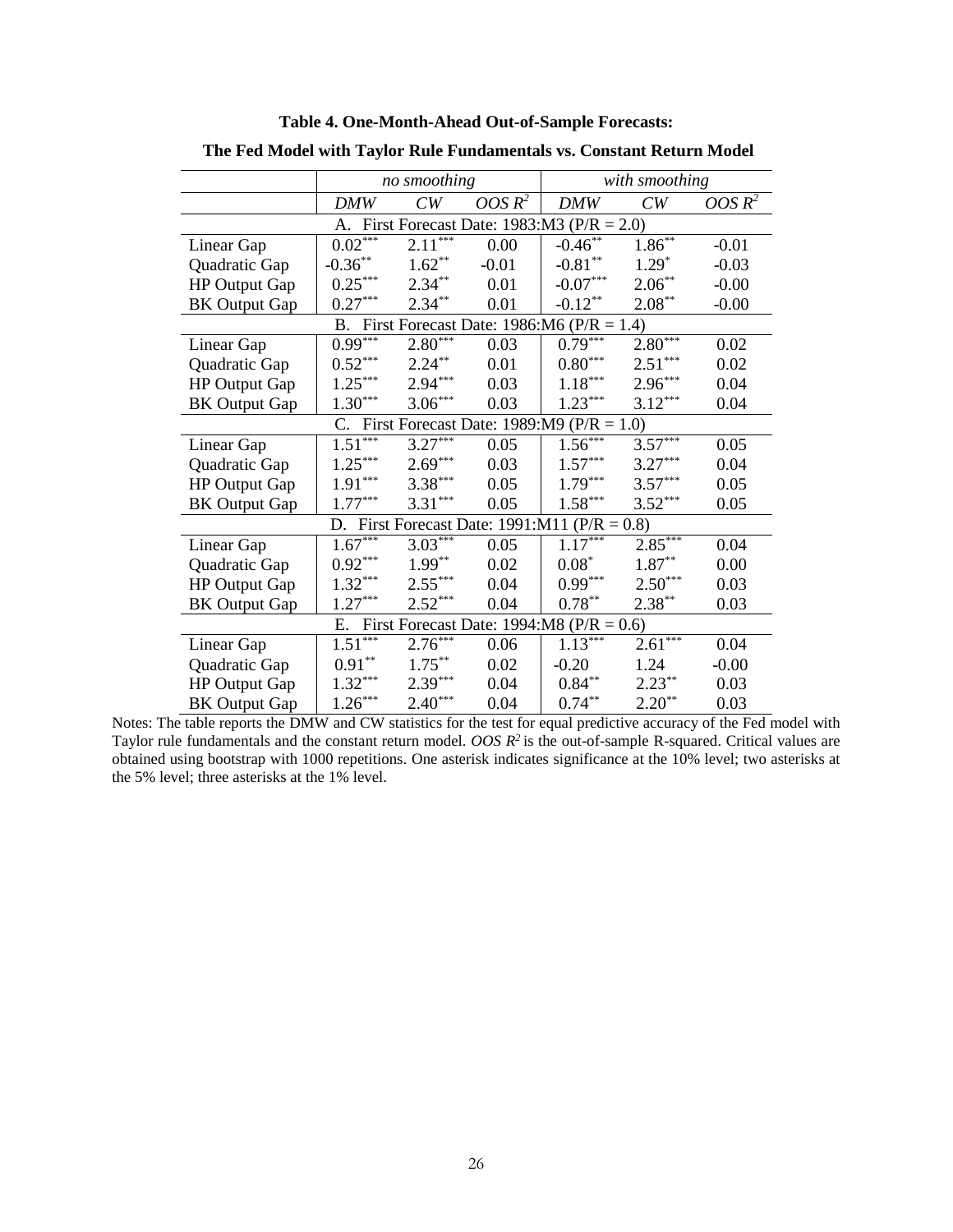**Table 4. One-Month-Ahead Out-of-Sample Forecasts:**

**The Fed Model with Taylor Rule Fundamentals vs. Constant Return Model**

| | *no smoothing* | | | *with smoothing* | | |
|---|---|---|---|---|---|---|
| | *DMW* | *CW* | *OOS* $R^2$ | *DMW* | *CW* | *OOS* $R^2$ |
| **A. First Forecast Date: 1983:M3 (P/R = 2.0)** | | | | | | |
| Linear Gap | 0.02*** | 2.11*** | 0.00 | -0.46** | 1.86** | -0.01 |
| Quadratic Gap | -0.36** | 1.62** | -0.01 | -0.81** | 1.29* | -0.03 |
| HP Output Gap | 0.25*** | 2.34** | 0.01 | -0.07*** | 2.06** | -0.00 |
| BK Output Gap | 0.27*** | 2.34** | 0.01 | -0.12** | 2.08** | -0.00 |
| **B. First Forecast Date: 1986:M6 (P/R = 1.4)** | | | | | | |
| Linear Gap | 0.99*** | 2.80*** | 0.03 | 0.79*** | 2.80*** | 0.02 |
| Quadratic Gap | 0.52*** | 2.24** | 0.01 | 0.80*** | 2.51*** | 0.02 |
| HP Output Gap | 1.25*** | 2.94*** | 0.03 | 1.18*** | 2.96*** | 0.04 |
| BK Output Gap | 1.30*** | 3.06*** | 0.03 | 1.23*** | 3.12*** | 0.04 |
| **C. First Forecast Date: 1989:M9 (P/R = 1.0)** | | | | | | |
| Linear Gap | 1.51*** | 3.27*** | 0.05 | 1.56*** | 3.57*** | 0.05 |
| Quadratic Gap | 1.25*** | 2.69*** | 0.03 | 1.57*** | 3.27*** | 0.04 |
| HP Output Gap | 1.91*** | 3.38*** | 0.05 | 1.79*** | 3.57*** | 0.05 |
| BK Output Gap | 1.77*** | 3.31*** | 0.05 | 1.58*** | 3.52*** | 0.05 |
| **D. First Forecast Date: 1991:M11 (P/R = 0.8)** | | | | | | |
| Linear Gap | 1.67*** | 3.03*** | 0.05 | 1.17*** | 2.85*** | 0.04 |
| Quadratic Gap | 0.92*** | 1.99** | 0.02 | 0.08* | 1.87** | 0.00 |
| HP Output Gap | 1.32*** | 2.55*** | 0.04 | 0.99*** | 2.50*** | 0.03 |
| BK Output Gap | 1.27*** | 2.52*** | 0.04 | 0.78** | 2.38** | 0.03 |
| **E. First Forecast Date: 1994:M8 (P/R = 0.6)** | | | | | | |
| Linear Gap | 1.51*** | 2.76*** | 0.06 | 1.13*** | 2.61*** | 0.04 |
| Quadratic Gap | 0.91** | 1.75** | 0.02 | -0.20 | 1.24 | -0.00 |
| HP Output Gap | 1.32*** | 2.39*** | 0.04 | 0.84** | 2.23** | 0.03 |
| BK Output Gap | 1.26*** | 2.40*** | 0.04 | 0.74** | 2.20** | 0.03 |

Notes: The table reports the DMW and CW statistics for the test for equal predictive accuracy of the Fed model with Taylor rule fundamentals and the constant return model. *OOS* $R^2$ is the out-of-sample R-squared. Critical values are obtained using bootstrap with 1000 repetitions. One asterisk indicates significance at the 10% level; two asterisks at the 5% level; three asterisks at the 1% level.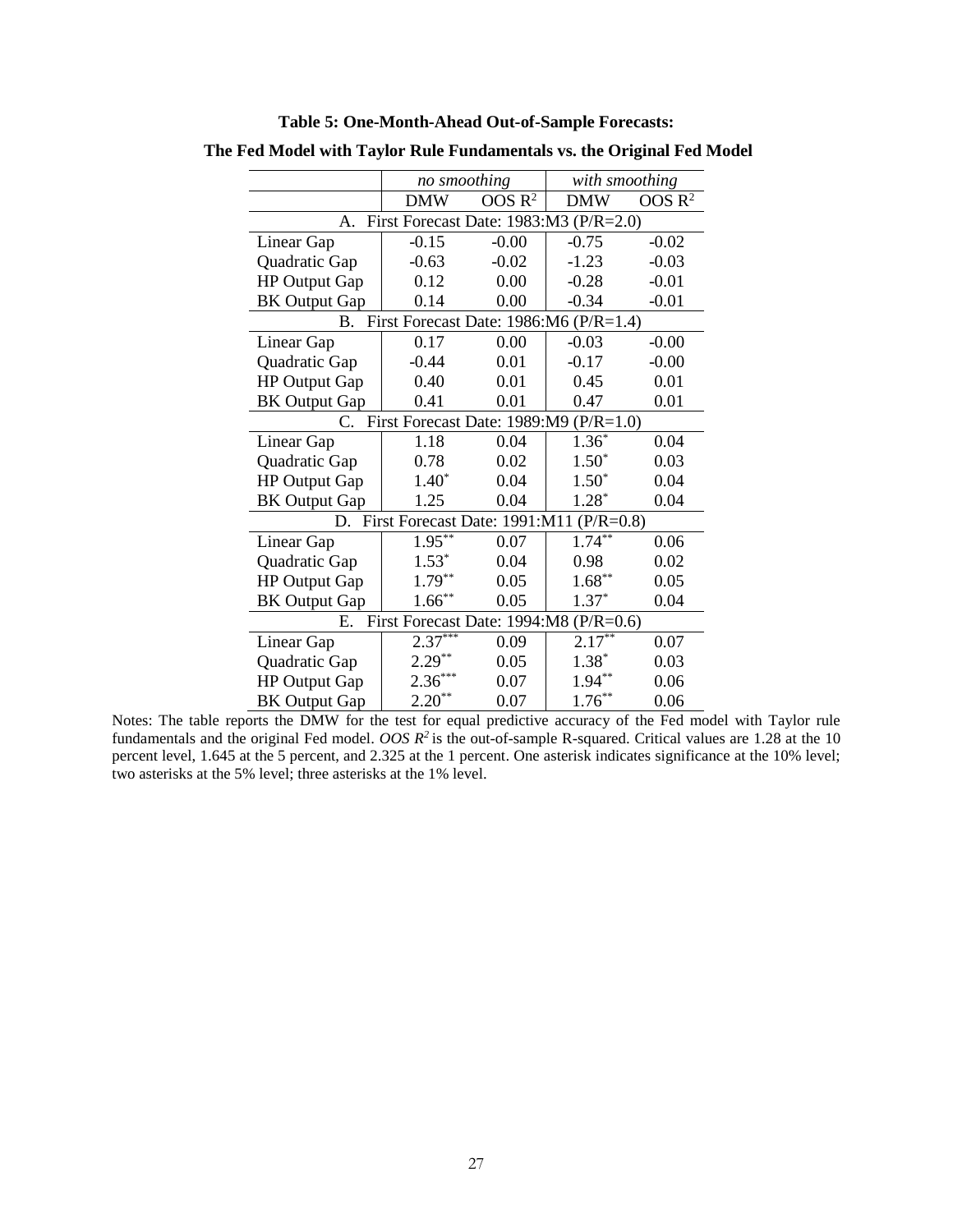**Table 5: One-Month-Ahead Out-of-Sample Forecasts:**

**The Fed Model with Taylor Rule Fundamentals vs. the Original Fed Model**

| | *no smoothing* | | *with smoothing* | |
|---|---|---|---|---|
| | DMW | OOS $R^2$ | DMW | OOS $R^2$ |
| A. First Forecast Date: 1983:M3 (P/R=2.0) | | | | |
| Linear Gap | -0.15 | -0.00 | -0.75 | -0.02 |
| Quadratic Gap | -0.63 | -0.02 | -1.23 | -0.03 |
| HP Output Gap | 0.12 | 0.00 | -0.28 | -0.01 |
| BK Output Gap | 0.14 | 0.00 | -0.34 | -0.01 |
| B. First Forecast Date: 1986:M6 (P/R=1.4) | | | | |
| Linear Gap | 0.17 | 0.00 | -0.03 | -0.00 |
| Quadratic Gap | -0.44 | 0.01 | -0.17 | -0.00 |
| HP Output Gap | 0.40 | 0.01 | 0.45 | 0.01 |
| BK Output Gap | 0.41 | 0.01 | 0.47 | 0.01 |
| C. First Forecast Date: 1989:M9 (P/R=1.0) | | | | |
| Linear Gap | 1.18 | 0.04 | 1.36* | 0.04 |
| Quadratic Gap | 0.78 | 0.02 | 1.50* | 0.03 |
| HP Output Gap | 1.40* | 0.04 | 1.50* | 0.04 |
| BK Output Gap | 1.25 | 0.04 | 1.28* | 0.04 |
| D. First Forecast Date: 1991:M11 (P/R=0.8) | | | | |
| Linear Gap | 1.95** | 0.07 | 1.74** | 0.06 |
| Quadratic Gap | 1.53* | 0.04 | 0.98 | 0.02 |
| HP Output Gap | 1.79** | 0.05 | 1.68** | 0.05 |
| BK Output Gap | 1.66** | 0.05 | 1.37* | 0.04 |
| E. First Forecast Date: 1994:M8 (P/R=0.6) | | | | |
| Linear Gap | 2.37*** | 0.09 | 2.17** | 0.07 |
| Quadratic Gap | 2.29** | 0.05 | 1.38* | 0.03 |
| HP Output Gap | 2.36*** | 0.07 | 1.94** | 0.06 |
| BK Output Gap | 2.20** | 0.07 | 1.76** | 0.06 |

Notes: The table reports the DMW for the test for equal predictive accuracy of the Fed model with Taylor rule fundamentals and the original Fed model. *OOS* $R^2$ is the out-of-sample R-squared. Critical values are 1.28 at the 10 percent level, 1.645 at the 5 percent, and 2.325 at the 1 percent. One asterisk indicates significance at the 10% level; two asterisks at the 5% level; three asterisks at the 1% level.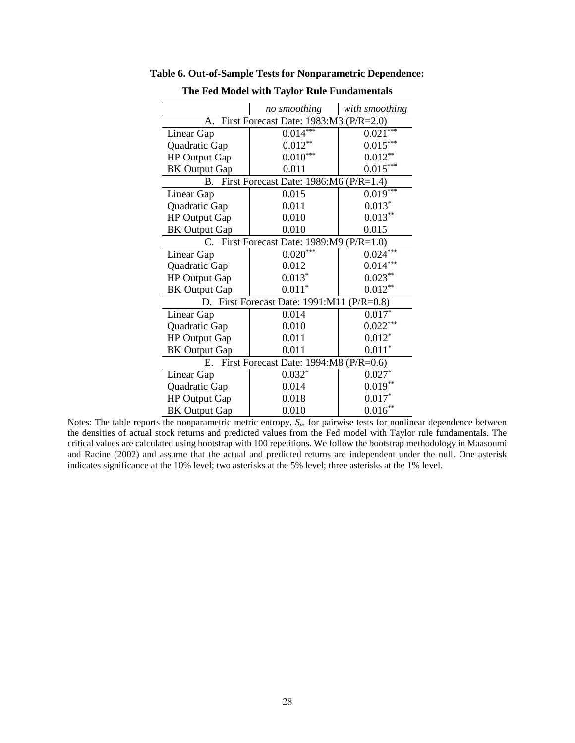**Table 6. Out-of-Sample Tests for Nonparametric Dependence:**

**The Fed Model with Taylor Rule Fundamentals**

| | *no smoothing* | *with smoothing* |
|---|---|---|
| A. First Forecast Date: 1983:M3 (P/R=2.0) | | |
| Linear Gap | $0.014^{***}$ | $0.021^{***}$ |
| Quadratic Gap | $0.012^{**}$ | $0.015^{***}$ |
| HP Output Gap | $0.010^{***}$ | $0.012^{**}$ |
| BK Output Gap | 0.011 | $0.015^{***}$ |
| B. First Forecast Date: 1986:M6 (P/R=1.4) | | |
| Linear Gap | 0.015 | $0.019^{***}$ |
| Quadratic Gap | 0.011 | $0.013^{*}$ |
| HP Output Gap | 0.010 | $0.013^{**}$ |
| BK Output Gap | 0.010 | 0.015 |
| C. First Forecast Date: 1989:M9 (P/R=1.0) | | |
| Linear Gap | $0.020^{***}$ | $0.024^{***}$ |
| Quadratic Gap | 0.012 | $0.014^{***}$ |
| HP Output Gap | $0.013^{*}$ | $0.023^{**}$ |
| BK Output Gap | $0.011^{*}$ | $0.012^{**}$ |
| D. First Forecast Date: 1991:M11 (P/R=0.8) | | |
| Linear Gap | 0.014 | $0.017^{*}$ |
| Quadratic Gap | 0.010 | $0.022^{***}$ |
| HP Output Gap | 0.011 | $0.012^{*}$ |
| BK Output Gap | 0.011 | $0.011^{*}$ |
| E. First Forecast Date: 1994:M8 (P/R=0.6) | | |
| Linear Gap | $0.032^{*}$ | $0.027^{*}$ |
| Quadratic Gap | 0.014 | $0.019^{**}$ |
| HP Output Gap | 0.018 | $0.017^{*}$ |
| BK Output Gap | 0.010 | $0.016^{**}$ |

Notes: The table reports the nonparametric metric entropy, $S_\rho$, for pairwise tests for nonlinear dependence between the densities of actual stock returns and predicted values from the Fed model with Taylor rule fundamentals. The critical values are calculated using bootstrap with 100 repetitions. We follow the bootstrap methodology in Maasoumi and Racine (2002) and assume that the actual and predicted returns are independent under the null. One asterisk indicates significance at the 10% level; two asterisks at the 5% level; three asterisks at the 1% level.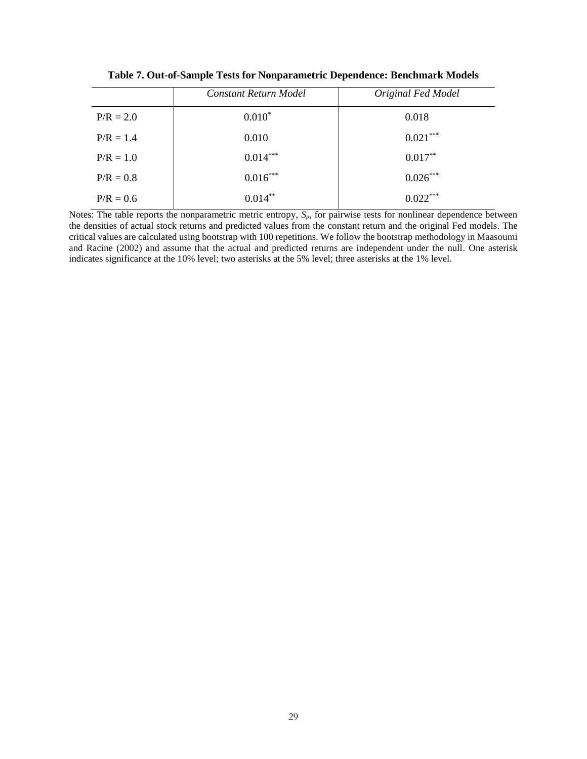**Table 7. Out-of-Sample Tests for Nonparametric Dependence: Benchmark Models**

| | *Constant Return Model* | *Original Fed Model* |
|---|---|---|
| P/R = 2.0 | $0.010^{*}$ | 0.018 |
| P/R = 1.4 | 0.010 | $0.021^{***}$ |
| P/R = 1.0 | $0.014^{***}$ | $0.017^{**}$ |
| P/R = 0.8 | $0.016^{***}$ | $0.026^{***}$ |
| P/R = 0.6 | $0.014^{**}$ | $0.022^{***}$ |

Notes: The table reports the nonparametric metric entropy, $S_{\rho}$, for pairwise tests for nonlinear dependence between the densities of actual stock returns and predicted values from the constant return and the original Fed models. The critical values are calculated using bootstrap with 100 repetitions. We follow the bootstrap methodology in Maasoumi and Racine (2002) and assume that the actual and predicted returns are independent under the null. One asterisk indicates significance at the 10% level; two asterisks at the 5% level; three asterisks at the 1% level.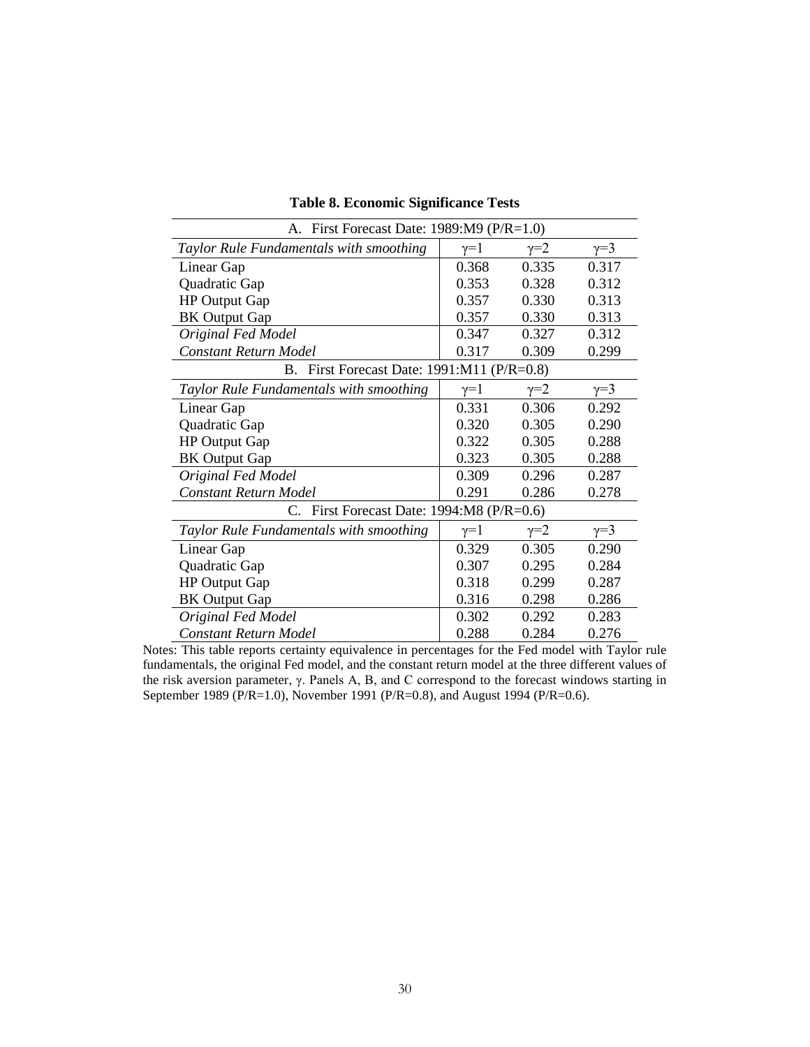**Table 8. Economic Significance Tests**

| | | | |
|---|---|---|---|
| A. First Forecast Date: 1989:M9 (P/R=1.0) | | | |
| *Taylor Rule Fundamentals with smoothing* | $\gamma$=1 | $\gamma$=2 | $\gamma$=3 |
| Linear Gap | 0.368 | 0.335 | 0.317 |
| Quadratic Gap | 0.353 | 0.328 | 0.312 |
| HP Output Gap | 0.357 | 0.330 | 0.313 |
| BK Output Gap | 0.357 | 0.330 | 0.313 |
| *Original Fed Model* | 0.347 | 0.327 | 0.312 |
| *Constant Return Model* | 0.317 | 0.309 | 0.299 |
| B. First Forecast Date: 1991:M11 (P/R=0.8) | | | |
| *Taylor Rule Fundamentals with smoothing* | $\gamma$=1 | $\gamma$=2 | $\gamma$=3 |
| Linear Gap | 0.331 | 0.306 | 0.292 |
| Quadratic Gap | 0.320 | 0.305 | 0.290 |
| HP Output Gap | 0.322 | 0.305 | 0.288 |
| BK Output Gap | 0.323 | 0.305 | 0.288 |
| *Original Fed Model* | 0.309 | 0.296 | 0.287 |
| *Constant Return Model* | 0.291 | 0.286 | 0.278 |
| C. First Forecast Date: 1994:M8 (P/R=0.6) | | | |
| *Taylor Rule Fundamentals with smoothing* | $\gamma$=1 | $\gamma$=2 | $\gamma$=3 |
| Linear Gap | 0.329 | 0.305 | 0.290 |
| Quadratic Gap | 0.307 | 0.295 | 0.284 |
| HP Output Gap | 0.318 | 0.299 | 0.287 |
| BK Output Gap | 0.316 | 0.298 | 0.286 |
| *Original Fed Model* | 0.302 | 0.292 | 0.283 |
| *Constant Return Model* | 0.288 | 0.284 | 0.276 |

Notes: This table reports certainty equivalence in percentages for the Fed model with Taylor rule fundamentals, the original Fed model, and the constant return model at the three different values of the risk aversion parameter, $\gamma$. Panels A, B, and C correspond to the forecast windows starting in September 1989 (P/R=1.0), November 1991 (P/R=0.8), and August 1994 (P/R=0.6).